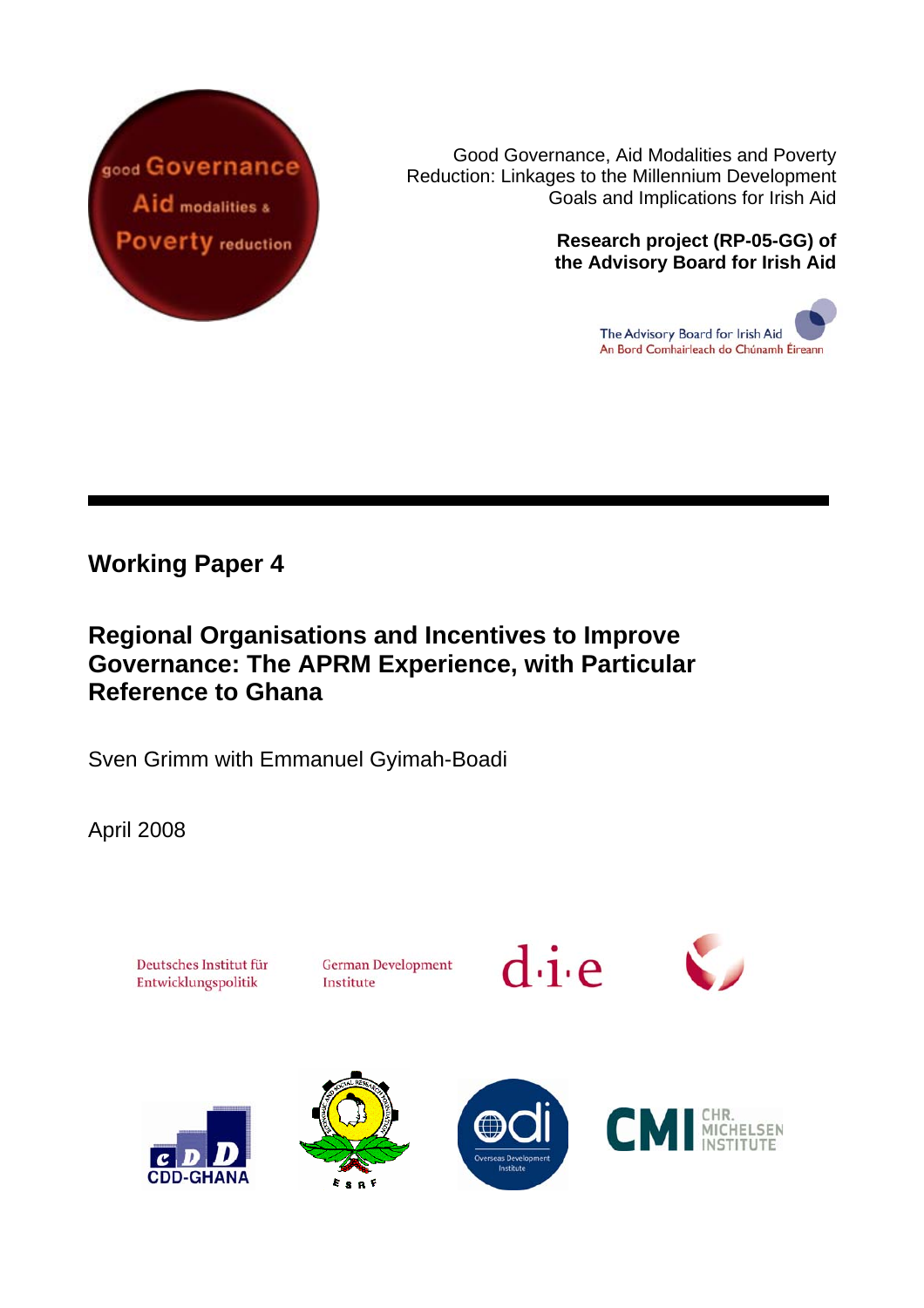good Governance
Aid modalities &
Poverty reduction

Good Governance, Aid Modalities and Poverty Reduction: Linkages to the Millennium Development Goals and Implications for Irish Aid

**Research project (RP-05-GG) of the Advisory Board for Irish Aid**

The Advisory Board for Irish Aid
An Bord Comhairleach do Chúnamh Éireann

---

## Working Paper 4

# Regional Organisations and Incentives to Improve Governance: The APRM Experience, with Particular Reference to Ghana

Sven Grimm with Emmanuel Gyimah-Boadi

April 2008

Deutsches Institut für Entwicklungspolitik

German Development Institute

d·i·e

CDD-GHANA

ESRF

odi Overseas Development Institute

CMI CHR. MICHELSEN INSTITUTE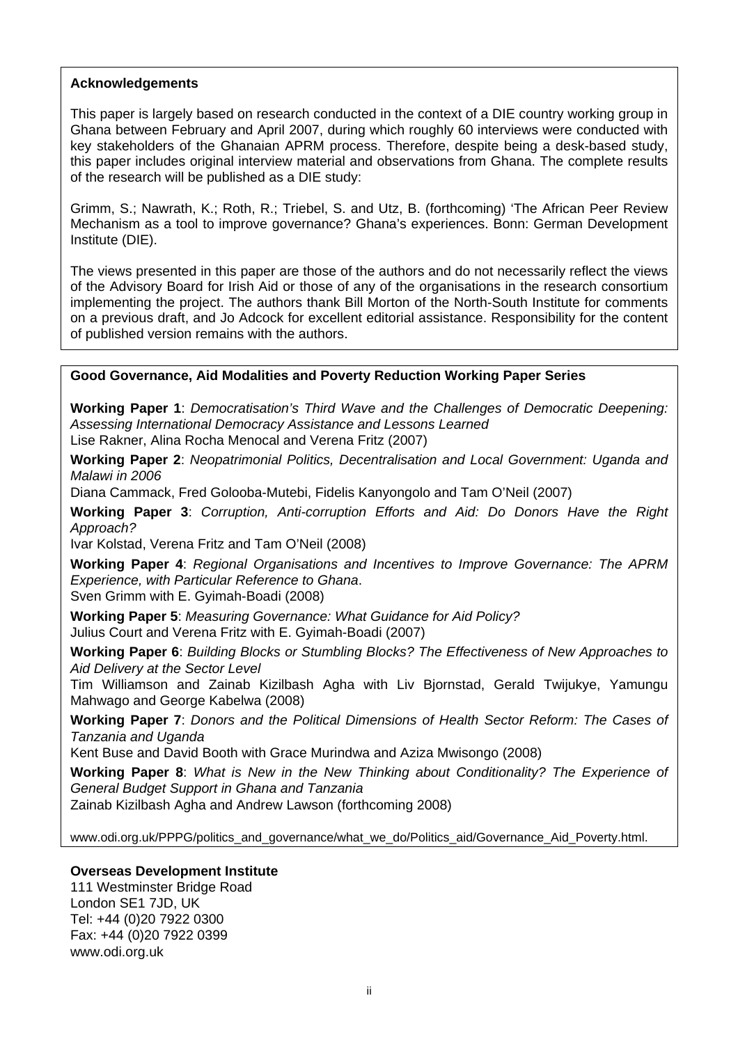## Acknowledgements

This paper is largely based on research conducted in the context of a DIE country working group in Ghana between February and April 2007, during which roughly 60 interviews were conducted with key stakeholders of the Ghanaian APRM process. Therefore, despite being a desk-based study, this paper includes original interview material and observations from Ghana. The complete results of the research will be published as a DIE study:

Grimm, S.; Nawrath, K.; Roth, R.; Triebel, S. and Utz, B. (forthcoming) 'The African Peer Review Mechanism as a tool to improve governance? Ghana's experiences. Bonn: German Development Institute (DIE).

The views presented in this paper are those of the authors and do not necessarily reflect the views of the Advisory Board for Irish Aid or those of any of the organisations in the research consortium implementing the project. The authors thank Bill Morton of the North-South Institute for comments on a previous draft, and Jo Adcock for excellent editorial assistance. Responsibility for the content of published version remains with the authors.

## Good Governance, Aid Modalities and Poverty Reduction Working Paper Series

**Working Paper 1**: *Democratisation's Third Wave and the Challenges of Democratic Deepening: Assessing International Democracy Assistance and Lessons Learned*
Lise Rakner, Alina Rocha Menocal and Verena Fritz (2007)

**Working Paper 2**: *Neopatrimonial Politics, Decentralisation and Local Government: Uganda and Malawi in 2006*
Diana Cammack, Fred Golooba-Mutebi, Fidelis Kanyongolo and Tam O'Neil (2007)

**Working Paper 3**: *Corruption, Anti-corruption Efforts and Aid: Do Donors Have the Right Approach?*
Ivar Kolstad, Verena Fritz and Tam O'Neil (2008)

**Working Paper 4**: *Regional Organisations and Incentives to Improve Governance: The APRM Experience, with Particular Reference to Ghana*.
Sven Grimm with E. Gyimah-Boadi (2008)

**Working Paper 5**: *Measuring Governance: What Guidance for Aid Policy?*
Julius Court and Verena Fritz with E. Gyimah-Boadi (2007)

**Working Paper 6**: *Building Blocks or Stumbling Blocks? The Effectiveness of New Approaches to Aid Delivery at the Sector Level*
Tim Williamson and Zainab Kizilbash Agha with Liv Bjornstad, Gerald Twijukye, Yamungu Mahwago and George Kabelwa (2008)

**Working Paper 7**: *Donors and the Political Dimensions of Health Sector Reform: The Cases of Tanzania and Uganda*
Kent Buse and David Booth with Grace Murindwa and Aziza Mwisongo (2008)

**Working Paper 8**: *What is New in the New Thinking about Conditionality? The Experience of General Budget Support in Ghana and Tanzania*
Zainab Kizilbash Agha and Andrew Lawson (forthcoming 2008)

www.odi.org.uk/PPPG/politics_and_governance/what_we_do/Politics_aid/Governance_Aid_Poverty.html.

**Overseas Development Institute**
111 Westminster Bridge Road
London SE1 7JD, UK
Tel: +44 (0)20 7922 0300
Fax: +44 (0)20 7922 0399
www.odi.org.uk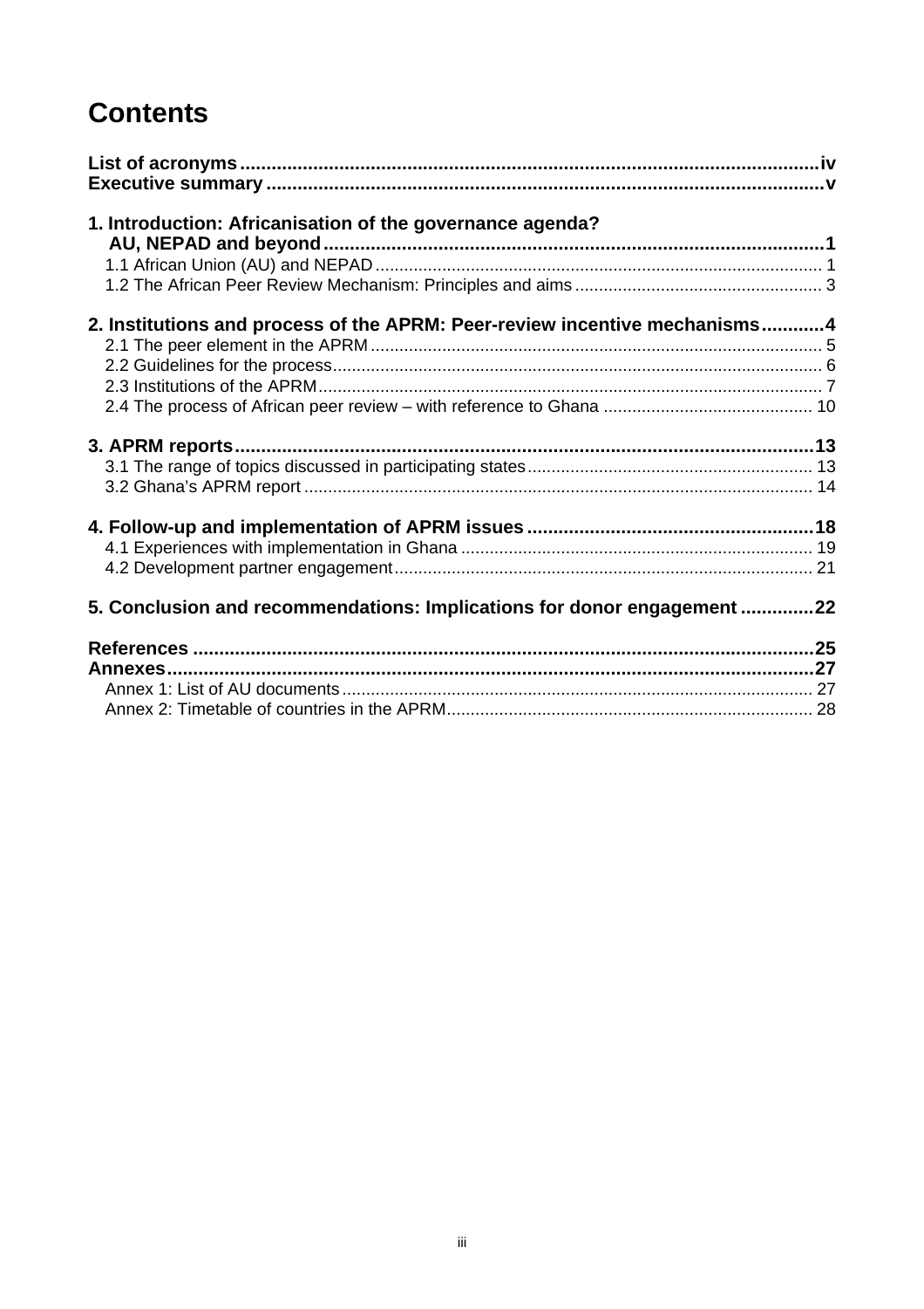# Contents

**List of acronyms** .......... **iv**
**Executive summary** .......... **v**

**1. Introduction: Africanisation of the governance agenda? AU, NEPAD and beyond** .......... **1**
1.1 African Union (AU) and NEPAD .......... 1
1.2 The African Peer Review Mechanism: Principles and aims .......... 3

**2. Institutions and process of the APRM: Peer-review incentive mechanisms** .......... **4**
2.1 The peer element in the APRM .......... 5
2.2 Guidelines for the process .......... 6
2.3 Institutions of the APRM .......... 7
2.4 The process of African peer review – with reference to Ghana .......... 10

**3. APRM reports** .......... **13**
3.1 The range of topics discussed in participating states .......... 13
3.2 Ghana's APRM report .......... 14

**4. Follow-up and implementation of APRM issues** .......... **18**
4.1 Experiences with implementation in Ghana .......... 19
4.2 Development partner engagement .......... 21

**5. Conclusion and recommendations: Implications for donor engagement** .......... **22**

**References** .......... **25**
**Annexes** .......... **27**
Annex 1: List of AU documents .......... 27
Annex 2: Timetable of countries in the APRM .......... 28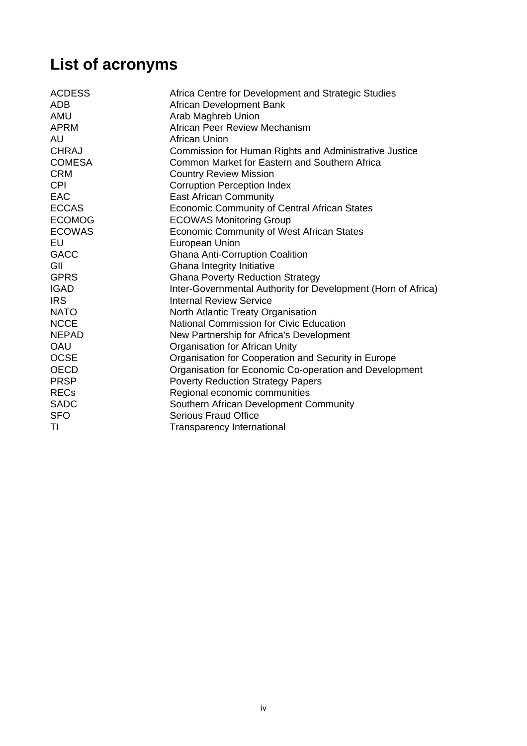# List of acronyms

| | |
|---|---|
| ACDESS | Africa Centre for Development and Strategic Studies |
| ADB | African Development Bank |
| AMU | Arab Maghreb Union |
| APRM | African Peer Review Mechanism |
| AU | African Union |
| CHRAJ | Commission for Human Rights and Administrative Justice |
| COMESA | Common Market for Eastern and Southern Africa |
| CRM | Country Review Mission |
| CPI | Corruption Perception Index |
| EAC | East African Community |
| ECCAS | Economic Community of Central African States |
| ECOMOG | ECOWAS Monitoring Group |
| ECOWAS | Economic Community of West African States |
| EU | European Union |
| GACC | Ghana Anti-Corruption Coalition |
| GII | Ghana Integrity Initiative |
| GPRS | Ghana Poverty Reduction Strategy |
| IGAD | Inter-Governmental Authority for Development (Horn of Africa) |
| IRS | Internal Review Service |
| NATO | North Atlantic Treaty Organisation |
| NCCE | National Commission for Civic Education |
| NEPAD | New Partnership for Africa's Development |
| OAU | Organisation for African Unity |
| OCSE | Organisation for Cooperation and Security in Europe |
| OECD | Organisation for Economic Co-operation and Development |
| PRSP | Poverty Reduction Strategy Papers |
| RECs | Regional economic communities |
| SADC | Southern African Development Community |
| SFO | Serious Fraud Office |
| TI | Transparency International |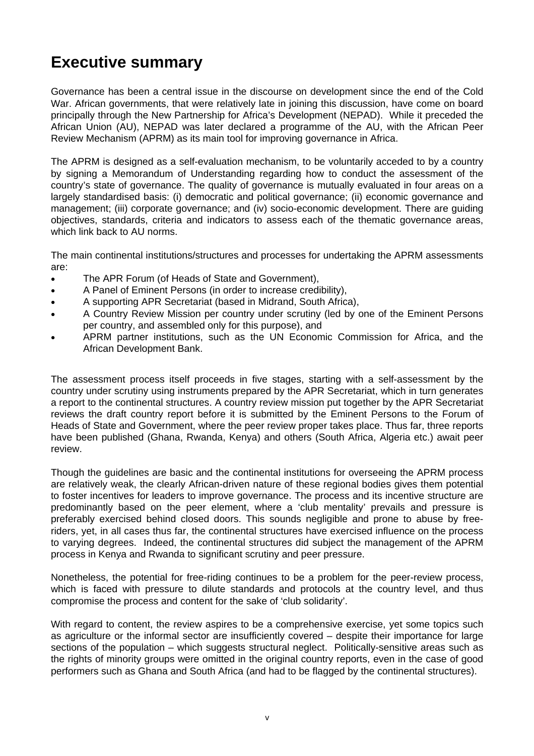# Executive summary

Governance has been a central issue in the discourse on development since the end of the Cold War. African governments, that were relatively late in joining this discussion, have come on board principally through the New Partnership for Africa's Development (NEPAD). While it preceded the African Union (AU), NEPAD was later declared a programme of the AU, with the African Peer Review Mechanism (APRM) as its main tool for improving governance in Africa.

The APRM is designed as a self-evaluation mechanism, to be voluntarily acceded to by a country by signing a Memorandum of Understanding regarding how to conduct the assessment of the country's state of governance. The quality of governance is mutually evaluated in four areas on a largely standardised basis: (i) democratic and political governance; (ii) economic governance and management; (iii) corporate governance; and (iv) socio-economic development. There are guiding objectives, standards, criteria and indicators to assess each of the thematic governance areas, which link back to AU norms.

The main continental institutions/structures and processes for undertaking the APRM assessments are:

- The APR Forum (of Heads of State and Government),
- A Panel of Eminent Persons (in order to increase credibility),
- A supporting APR Secretariat (based in Midrand, South Africa),
- A Country Review Mission per country under scrutiny (led by one of the Eminent Persons per country, and assembled only for this purpose), and
- APRM partner institutions, such as the UN Economic Commission for Africa, and the African Development Bank.

The assessment process itself proceeds in five stages, starting with a self-assessment by the country under scrutiny using instruments prepared by the APR Secretariat, which in turn generates a report to the continental structures. A country review mission put together by the APR Secretariat reviews the draft country report before it is submitted by the Eminent Persons to the Forum of Heads of State and Government, where the peer review proper takes place. Thus far, three reports have been published (Ghana, Rwanda, Kenya) and others (South Africa, Algeria etc.) await peer review.

Though the guidelines are basic and the continental institutions for overseeing the APRM process are relatively weak, the clearly African-driven nature of these regional bodies gives them potential to foster incentives for leaders to improve governance. The process and its incentive structure are predominantly based on the peer element, where a 'club mentality' prevails and pressure is preferably exercised behind closed doors. This sounds negligible and prone to abuse by free-riders, yet, in all cases thus far, the continental structures have exercised influence on the process to varying degrees. Indeed, the continental structures did subject the management of the APRM process in Kenya and Rwanda to significant scrutiny and peer pressure.

Nonetheless, the potential for free-riding continues to be a problem for the peer-review process, which is faced with pressure to dilute standards and protocols at the country level, and thus compromise the process and content for the sake of 'club solidarity'.

With regard to content, the review aspires to be a comprehensive exercise, yet some topics such as agriculture or the informal sector are insufficiently covered – despite their importance for large sections of the population – which suggests structural neglect. Politically-sensitive areas such as the rights of minority groups were omitted in the original country reports, even in the case of good performers such as Ghana and South Africa (and had to be flagged by the continental structures).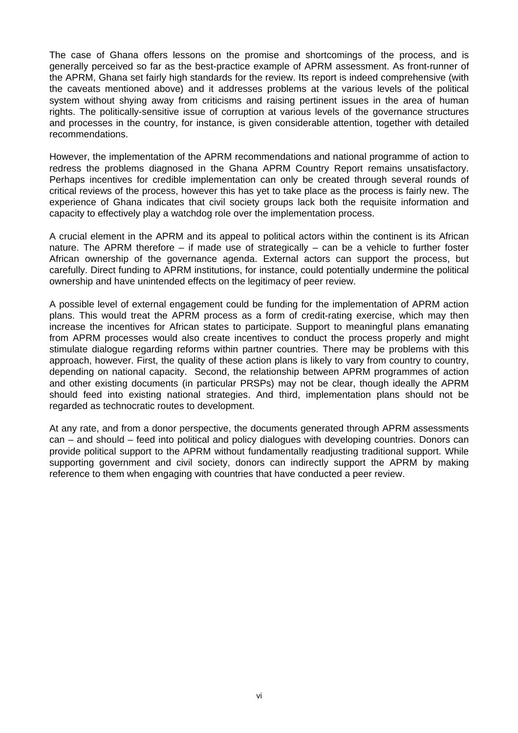The case of Ghana offers lessons on the promise and shortcomings of the process, and is generally perceived so far as the best-practice example of APRM assessment. As front-runner of the APRM, Ghana set fairly high standards for the review. Its report is indeed comprehensive (with the caveats mentioned above) and it addresses problems at the various levels of the political system without shying away from criticisms and raising pertinent issues in the area of human rights. The politically-sensitive issue of corruption at various levels of the governance structures and processes in the country, for instance, is given considerable attention, together with detailed recommendations.

However, the implementation of the APRM recommendations and national programme of action to redress the problems diagnosed in the Ghana APRM Country Report remains unsatisfactory. Perhaps incentives for credible implementation can only be created through several rounds of critical reviews of the process, however this has yet to take place as the process is fairly new. The experience of Ghana indicates that civil society groups lack both the requisite information and capacity to effectively play a watchdog role over the implementation process.

A crucial element in the APRM and its appeal to political actors within the continent is its African nature. The APRM therefore – if made use of strategically – can be a vehicle to further foster African ownership of the governance agenda. External actors can support the process, but carefully. Direct funding to APRM institutions, for instance, could potentially undermine the political ownership and have unintended effects on the legitimacy of peer review.

A possible level of external engagement could be funding for the implementation of APRM action plans. This would treat the APRM process as a form of credit-rating exercise, which may then increase the incentives for African states to participate. Support to meaningful plans emanating from APRM processes would also create incentives to conduct the process properly and might stimulate dialogue regarding reforms within partner countries. There may be problems with this approach, however. First, the quality of these action plans is likely to vary from country to country, depending on national capacity. Second, the relationship between APRM programmes of action and other existing documents (in particular PRSPs) may not be clear, though ideally the APRM should feed into existing national strategies. And third, implementation plans should not be regarded as technocratic routes to development.

At any rate, and from a donor perspective, the documents generated through APRM assessments can – and should – feed into political and policy dialogues with developing countries. Donors can provide political support to the APRM without fundamentally readjusting traditional support. While supporting government and civil society, donors can indirectly support the APRM by making reference to them when engaging with countries that have conducted a peer review.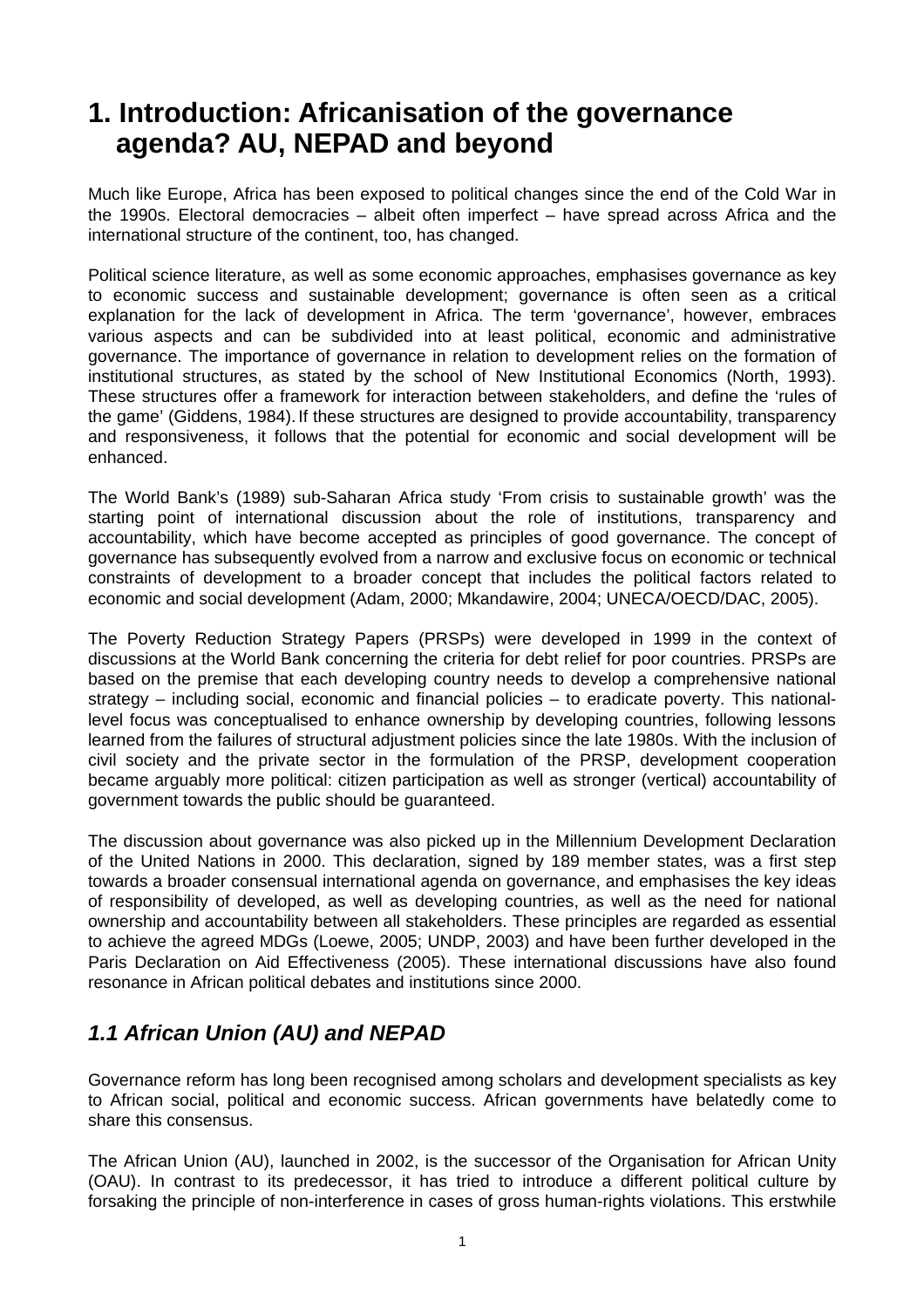# 1. Introduction: Africanisation of the governance agenda? AU, NEPAD and beyond

Much like Europe, Africa has been exposed to political changes since the end of the Cold War in the 1990s. Electoral democracies – albeit often imperfect – have spread across Africa and the international structure of the continent, too, has changed.

Political science literature, as well as some economic approaches, emphasises governance as key to economic success and sustainable development; governance is often seen as a critical explanation for the lack of development in Africa. The term 'governance', however, embraces various aspects and can be subdivided into at least political, economic and administrative governance. The importance of governance in relation to development relies on the formation of institutional structures, as stated by the school of New Institutional Economics (North, 1993). These structures offer a framework for interaction between stakeholders, and define the 'rules of the game' (Giddens, 1984). If these structures are designed to provide accountability, transparency and responsiveness, it follows that the potential for economic and social development will be enhanced.

The World Bank's (1989) sub-Saharan Africa study 'From crisis to sustainable growth' was the starting point of international discussion about the role of institutions, transparency and accountability, which have become accepted as principles of good governance. The concept of governance has subsequently evolved from a narrow and exclusive focus on economic or technical constraints of development to a broader concept that includes the political factors related to economic and social development (Adam, 2000; Mkandawire, 2004; UNECA/OECD/DAC, 2005).

The Poverty Reduction Strategy Papers (PRSPs) were developed in 1999 in the context of discussions at the World Bank concerning the criteria for debt relief for poor countries. PRSPs are based on the premise that each developing country needs to develop a comprehensive national strategy – including social, economic and financial policies – to eradicate poverty. This national-level focus was conceptualised to enhance ownership by developing countries, following lessons learned from the failures of structural adjustment policies since the late 1980s. With the inclusion of civil society and the private sector in the formulation of the PRSP, development cooperation became arguably more political: citizen participation as well as stronger (vertical) accountability of government towards the public should be guaranteed.

The discussion about governance was also picked up in the Millennium Development Declaration of the United Nations in 2000. This declaration, signed by 189 member states, was a first step towards a broader consensual international agenda on governance, and emphasises the key ideas of responsibility of developed, as well as developing countries, as well as the need for national ownership and accountability between all stakeholders. These principles are regarded as essential to achieve the agreed MDGs (Loewe, 2005; UNDP, 2003) and have been further developed in the Paris Declaration on Aid Effectiveness (2005). These international discussions have also found resonance in African political debates and institutions since 2000.

## *1.1 African Union (AU) and NEPAD*

Governance reform has long been recognised among scholars and development specialists as key to African social, political and economic success. African governments have belatedly come to share this consensus.

The African Union (AU), launched in 2002, is the successor of the Organisation for African Unity (OAU). In contrast to its predecessor, it has tried to introduce a different political culture by forsaking the principle of non-interference in cases of gross human-rights violations. This erstwhile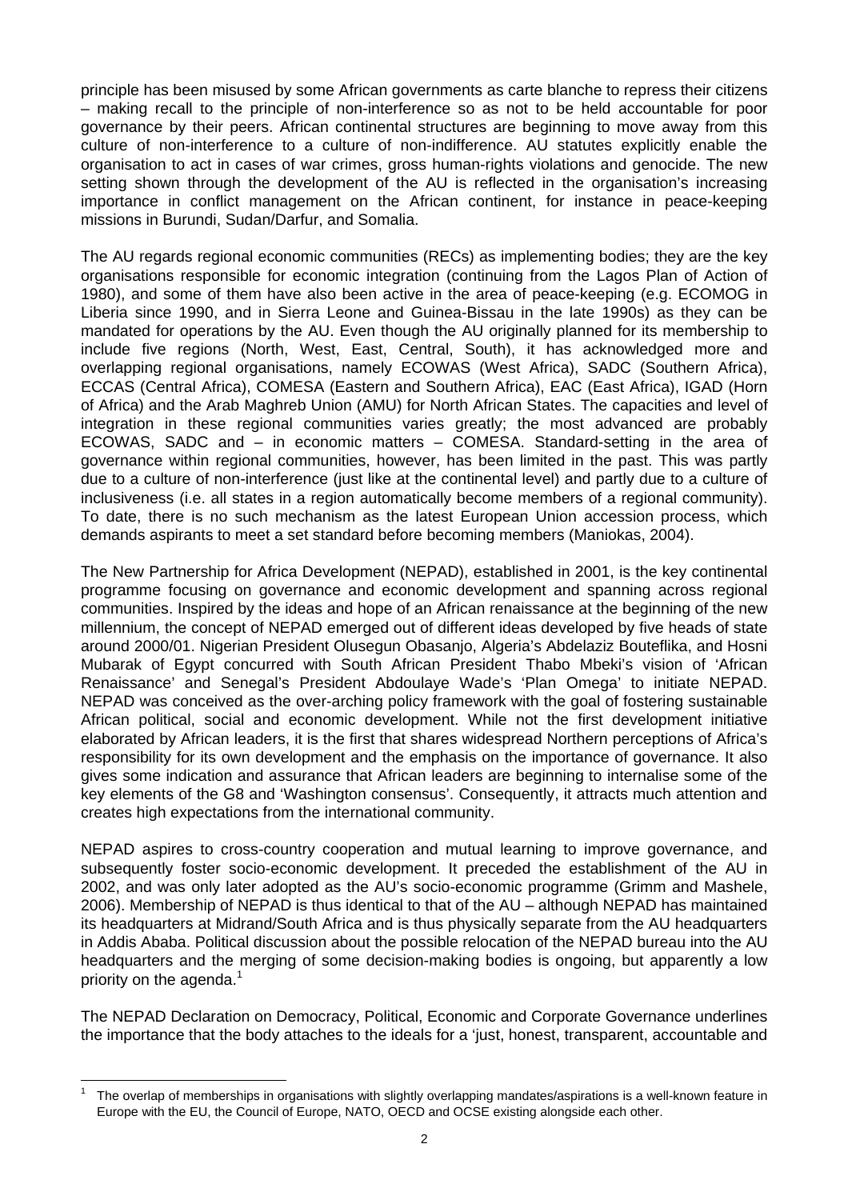principle has been misused by some African governments as carte blanche to repress their citizens – making recall to the principle of non-interference so as not to be held accountable for poor governance by their peers. African continental structures are beginning to move away from this culture of non-interference to a culture of non-indifference. AU statutes explicitly enable the organisation to act in cases of war crimes, gross human-rights violations and genocide. The new setting shown through the development of the AU is reflected in the organisation's increasing importance in conflict management on the African continent, for instance in peace-keeping missions in Burundi, Sudan/Darfur, and Somalia.

The AU regards regional economic communities (RECs) as implementing bodies; they are the key organisations responsible for economic integration (continuing from the Lagos Plan of Action of 1980), and some of them have also been active in the area of peace-keeping (e.g. ECOMOG in Liberia since 1990, and in Sierra Leone and Guinea-Bissau in the late 1990s) as they can be mandated for operations by the AU. Even though the AU originally planned for its membership to include five regions (North, West, East, Central, South), it has acknowledged more and overlapping regional organisations, namely ECOWAS (West Africa), SADC (Southern Africa), ECCAS (Central Africa), COMESA (Eastern and Southern Africa), EAC (East Africa), IGAD (Horn of Africa) and the Arab Maghreb Union (AMU) for North African States. The capacities and level of integration in these regional communities varies greatly; the most advanced are probably ECOWAS, SADC and – in economic matters – COMESA. Standard-setting in the area of governance within regional communities, however, has been limited in the past. This was partly due to a culture of non-interference (just like at the continental level) and partly due to a culture of inclusiveness (i.e. all states in a region automatically become members of a regional community). To date, there is no such mechanism as the latest European Union accession process, which demands aspirants to meet a set standard before becoming members (Maniokas, 2004).

The New Partnership for Africa Development (NEPAD), established in 2001, is the key continental programme focusing on governance and economic development and spanning across regional communities. Inspired by the ideas and hope of an African renaissance at the beginning of the new millennium, the concept of NEPAD emerged out of different ideas developed by five heads of state around 2000/01. Nigerian President Olusegun Obasanjo, Algeria's Abdelaziz Bouteflika, and Hosni Mubarak of Egypt concurred with South African President Thabo Mbeki's vision of 'African Renaissance' and Senegal's President Abdoulaye Wade's 'Plan Omega' to initiate NEPAD. NEPAD was conceived as the over-arching policy framework with the goal of fostering sustainable African political, social and economic development. While not the first development initiative elaborated by African leaders, it is the first that shares widespread Northern perceptions of Africa's responsibility for its own development and the emphasis on the importance of governance. It also gives some indication and assurance that African leaders are beginning to internalise some of the key elements of the G8 and 'Washington consensus'. Consequently, it attracts much attention and creates high expectations from the international community.

NEPAD aspires to cross-country cooperation and mutual learning to improve governance, and subsequently foster socio-economic development. It preceded the establishment of the AU in 2002, and was only later adopted as the AU's socio-economic programme (Grimm and Mashele, 2006). Membership of NEPAD is thus identical to that of the AU – although NEPAD has maintained its headquarters at Midrand/South Africa and is thus physically separate from the AU headquarters in Addis Ababa. Political discussion about the possible relocation of the NEPAD bureau into the AU headquarters and the merging of some decision-making bodies is ongoing, but apparently a low priority on the agenda.[1]

The NEPAD Declaration on Democracy, Political, Economic and Corporate Governance underlines the importance that the body attaches to the ideals for a 'just, honest, transparent, accountable and

[1] The overlap of memberships in organisations with slightly overlapping mandates/aspirations is a well-known feature in Europe with the EU, the Council of Europe, NATO, OECD and OCSE existing alongside each other.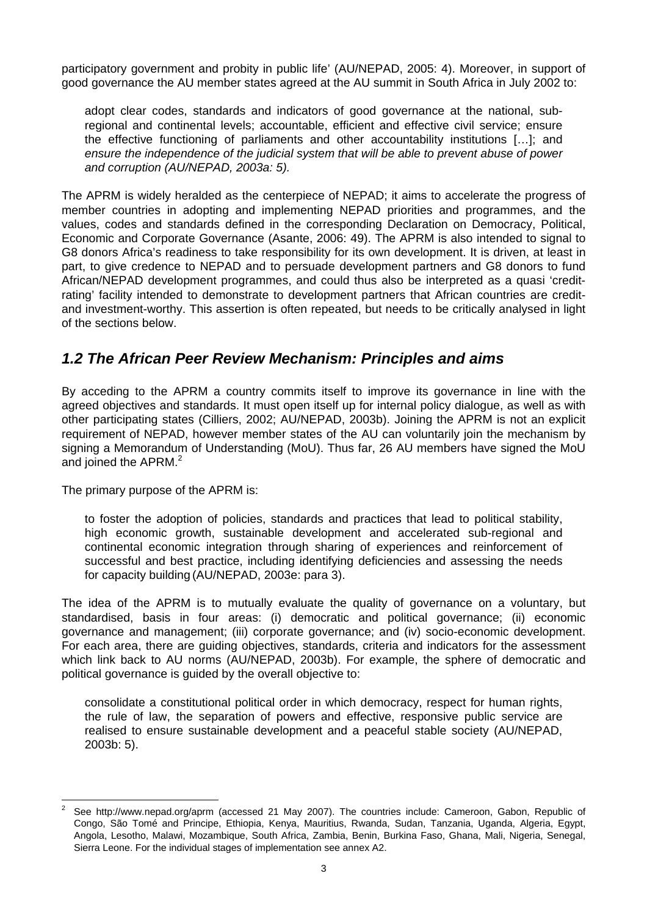participatory government and probity in public life' (AU/NEPAD, 2005: 4). Moreover, in support of good governance the AU member states agreed at the AU summit in South Africa in July 2002 to:

> adopt clear codes, standards and indicators of good governance at the national, sub-regional and continental levels; accountable, efficient and effective civil service; ensure the effective functioning of parliaments and other accountability institutions […]; and *ensure the independence of the judicial system that will be able to prevent abuse of power and corruption (AU/NEPAD, 2003a: 5).*

The APRM is widely heralded as the centerpiece of NEPAD; it aims to accelerate the progress of member countries in adopting and implementing NEPAD priorities and programmes, and the values, codes and standards defined in the corresponding Declaration on Democracy, Political, Economic and Corporate Governance (Asante, 2006: 49). The APRM is also intended to signal to G8 donors Africa's readiness to take responsibility for its own development. It is driven, at least in part, to give credence to NEPAD and to persuade development partners and G8 donors to fund African/NEPAD development programmes, and could thus also be interpreted as a quasi 'credit-rating' facility intended to demonstrate to development partners that African countries are credit- and investment-worthy. This assertion is often repeated, but needs to be critically analysed in light of the sections below.

## *1.2 The African Peer Review Mechanism: Principles and aims*

By acceding to the APRM a country commits itself to improve its governance in line with the agreed objectives and standards. It must open itself up for internal policy dialogue, as well as with other participating states (Cilliers, 2002; AU/NEPAD, 2003b). Joining the APRM is not an explicit requirement of NEPAD, however member states of the AU can voluntarily join the mechanism by signing a Memorandum of Understanding (MoU). Thus far, 26 AU members have signed the MoU and joined the APRM.[2]

The primary purpose of the APRM is:

> to foster the adoption of policies, standards and practices that lead to political stability, high economic growth, sustainable development and accelerated sub-regional and continental economic integration through sharing of experiences and reinforcement of successful and best practice, including identifying deficiencies and assessing the needs for capacity building (AU/NEPAD, 2003e: para 3).

The idea of the APRM is to mutually evaluate the quality of governance on a voluntary, but standardised, basis in four areas: (i) democratic and political governance; (ii) economic governance and management; (iii) corporate governance; and (iv) socio-economic development. For each area, there are guiding objectives, standards, criteria and indicators for the assessment which link back to AU norms (AU/NEPAD, 2003b). For example, the sphere of democratic and political governance is guided by the overall objective to:

> consolidate a constitutional political order in which democracy, respect for human rights, the rule of law, the separation of powers and effective, responsive public service are realised to ensure sustainable development and a peaceful stable society (AU/NEPAD, 2003b: 5).

---

[2] See http://www.nepad.org/aprm (accessed 21 May 2007). The countries include: Cameroon, Gabon, Republic of Congo, São Tomé and Principe, Ethiopia, Kenya, Mauritius, Rwanda, Sudan, Tanzania, Uganda, Algeria, Egypt, Angola, Lesotho, Malawi, Mozambique, South Africa, Zambia, Benin, Burkina Faso, Ghana, Mali, Nigeria, Senegal, Sierra Leone. For the individual stages of implementation see annex A2.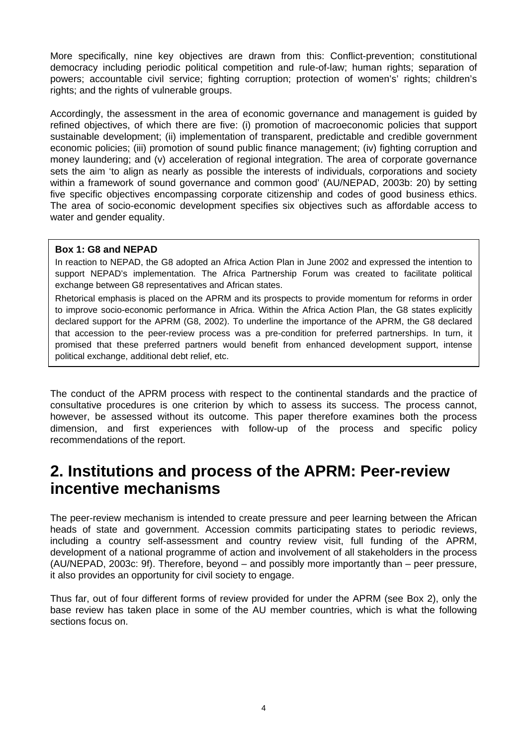More specifically, nine key objectives are drawn from this: Conflict-prevention; constitutional democracy including periodic political competition and rule-of-law; human rights; separation of powers; accountable civil service; fighting corruption; protection of women's' rights; children's rights; and the rights of vulnerable groups.

Accordingly, the assessment in the area of economic governance and management is guided by refined objectives, of which there are five: (i) promotion of macroeconomic policies that support sustainable development; (ii) implementation of transparent, predictable and credible government economic policies; (iii) promotion of sound public finance management; (iv) fighting corruption and money laundering; and (v) acceleration of regional integration. The area of corporate governance sets the aim 'to align as nearly as possible the interests of individuals, corporations and society within a framework of sound governance and common good' (AU/NEPAD, 2003b: 20) by setting five specific objectives encompassing corporate citizenship and codes of good business ethics. The area of socio-economic development specifies six objectives such as affordable access to water and gender equality.

**Box 1: G8 and NEPAD**

In reaction to NEPAD, the G8 adopted an Africa Action Plan in June 2002 and expressed the intention to support NEPAD's implementation. The Africa Partnership Forum was created to facilitate political exchange between G8 representatives and African states.

Rhetorical emphasis is placed on the APRM and its prospects to provide momentum for reforms in order to improve socio-economic performance in Africa. Within the Africa Action Plan, the G8 states explicitly declared support for the APRM (G8, 2002). To underline the importance of the APRM, the G8 declared that accession to the peer-review process was a pre-condition for preferred partnerships. In turn, it promised that these preferred partners would benefit from enhanced development support, intense political exchange, additional debt relief, etc.

The conduct of the APRM process with respect to the continental standards and the practice of consultative procedures is one criterion by which to assess its success. The process cannot, however, be assessed without its outcome. This paper therefore examines both the process dimension, and first experiences with follow-up of the process and specific policy recommendations of the report.

# 2. Institutions and process of the APRM: Peer-review incentive mechanisms

The peer-review mechanism is intended to create pressure and peer learning between the African heads of state and government. Accession commits participating states to periodic reviews, including a country self-assessment and country review visit, full funding of the APRM, development of a national programme of action and involvement of all stakeholders in the process (AU/NEPAD, 2003c: 9f). Therefore, beyond – and possibly more importantly than – peer pressure, it also provides an opportunity for civil society to engage.

Thus far, out of four different forms of review provided for under the APRM (see Box 2), only the base review has taken place in some of the AU member countries, which is what the following sections focus on.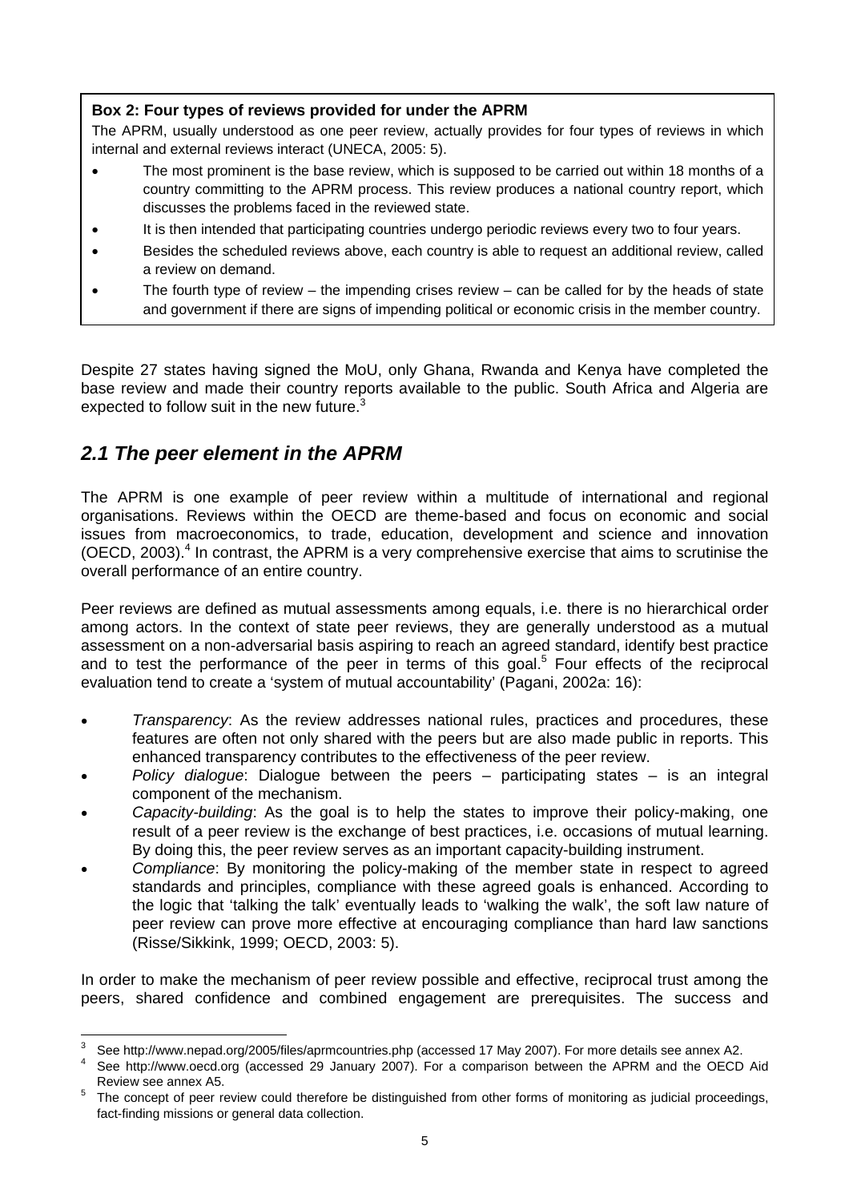**Box 2: Four types of reviews provided for under the APRM**

The APRM, usually understood as one peer review, actually provides for four types of reviews in which internal and external reviews interact (UNECA, 2005: 5).

- The most prominent is the base review, which is supposed to be carried out within 18 months of a country committing to the APRM process. This review produces a national country report, which discusses the problems faced in the reviewed state.
- It is then intended that participating countries undergo periodic reviews every two to four years.
- Besides the scheduled reviews above, each country is able to request an additional review, called a review on demand.
- The fourth type of review – the impending crises review – can be called for by the heads of state and government if there are signs of impending political or economic crisis in the member country.

Despite 27 states having signed the MoU, only Ghana, Rwanda and Kenya have completed the base review and made their country reports available to the public. South Africa and Algeria are expected to follow suit in the new future.[3]

## *2.1 The peer element in the APRM*

The APRM is one example of peer review within a multitude of international and regional organisations. Reviews within the OECD are theme-based and focus on economic and social issues from macroeconomics, to trade, education, development and science and innovation (OECD, 2003).[4] In contrast, the APRM is a very comprehensive exercise that aims to scrutinise the overall performance of an entire country.

Peer reviews are defined as mutual assessments among equals, i.e. there is no hierarchical order among actors. In the context of state peer reviews, they are generally understood as a mutual assessment on a non-adversarial basis aspiring to reach an agreed standard, identify best practice and to test the performance of the peer in terms of this goal.[5] Four effects of the reciprocal evaluation tend to create a 'system of mutual accountability' (Pagani, 2002a: 16):

- *Transparency*: As the review addresses national rules, practices and procedures, these features are often not only shared with the peers but are also made public in reports. This enhanced transparency contributes to the effectiveness of the peer review.
- *Policy dialogue*: Dialogue between the peers – participating states – is an integral component of the mechanism.
- *Capacity-building*: As the goal is to help the states to improve their policy-making, one result of a peer review is the exchange of best practices, i.e. occasions of mutual learning. By doing this, the peer review serves as an important capacity-building instrument.
- *Compliance*: By monitoring the policy-making of the member state in respect to agreed standards and principles, compliance with these agreed goals is enhanced. According to the logic that 'talking the talk' eventually leads to 'walking the walk', the soft law nature of peer review can prove more effective at encouraging compliance than hard law sanctions (Risse/Sikkink, 1999; OECD, 2003: 5).

In order to make the mechanism of peer review possible and effective, reciprocal trust among the peers, shared confidence and combined engagement are prerequisites. The success and

---

[3] See http://www.nepad.org/2005/files/aprmcountries.php (accessed 17 May 2007). For more details see annex A2.

[4] See http://www.oecd.org (accessed 29 January 2007). For a comparison between the APRM and the OECD Aid Review see annex A5.

[5] The concept of peer review could therefore be distinguished from other forms of monitoring as judicial proceedings, fact-finding missions or general data collection.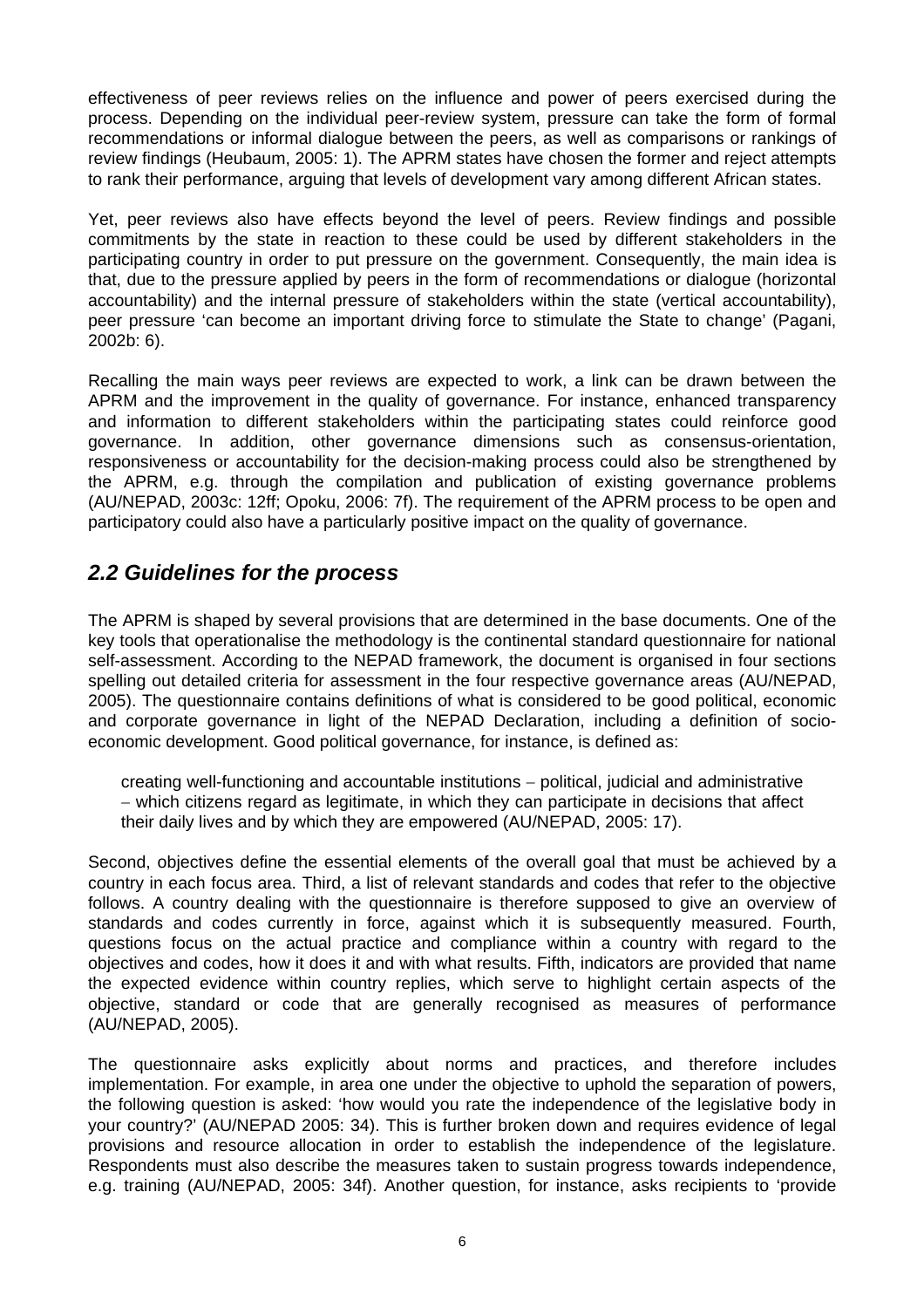effectiveness of peer reviews relies on the influence and power of peers exercised during the process. Depending on the individual peer-review system, pressure can take the form of formal recommendations or informal dialogue between the peers, as well as comparisons or rankings of review findings (Heubaum, 2005: 1). The APRM states have chosen the former and reject attempts to rank their performance, arguing that levels of development vary among different African states.

Yet, peer reviews also have effects beyond the level of peers. Review findings and possible commitments by the state in reaction to these could be used by different stakeholders in the participating country in order to put pressure on the government. Consequently, the main idea is that, due to the pressure applied by peers in the form of recommendations or dialogue (horizontal accountability) and the internal pressure of stakeholders within the state (vertical accountability), peer pressure 'can become an important driving force to stimulate the State to change' (Pagani, 2002b: 6).

Recalling the main ways peer reviews are expected to work, a link can be drawn between the APRM and the improvement in the quality of governance. For instance, enhanced transparency and information to different stakeholders within the participating states could reinforce good governance. In addition, other governance dimensions such as consensus-orientation, responsiveness or accountability for the decision-making process could also be strengthened by the APRM, e.g. through the compilation and publication of existing governance problems (AU/NEPAD, 2003c: 12ff; Opoku, 2006: 7f). The requirement of the APRM process to be open and participatory could also have a particularly positive impact on the quality of governance.

## *2.2 Guidelines for the process*

The APRM is shaped by several provisions that are determined in the base documents. One of the key tools that operationalise the methodology is the continental standard questionnaire for national self-assessment. According to the NEPAD framework, the document is organised in four sections spelling out detailed criteria for assessment in the four respective governance areas (AU/NEPAD, 2005). The questionnaire contains definitions of what is considered to be good political, economic and corporate governance in light of the NEPAD Declaration, including a definition of socio-economic development. Good political governance, for instance, is defined as:

> creating well-functioning and accountable institutions – political, judicial and administrative – which citizens regard as legitimate, in which they can participate in decisions that affect their daily lives and by which they are empowered (AU/NEPAD, 2005: 17).

Second, objectives define the essential elements of the overall goal that must be achieved by a country in each focus area. Third, a list of relevant standards and codes that refer to the objective follows. A country dealing with the questionnaire is therefore supposed to give an overview of standards and codes currently in force, against which it is subsequently measured. Fourth, questions focus on the actual practice and compliance within a country with regard to the objectives and codes, how it does it and with what results. Fifth, indicators are provided that name the expected evidence within country replies, which serve to highlight certain aspects of the objective, standard or code that are generally recognised as measures of performance (AU/NEPAD, 2005).

The questionnaire asks explicitly about norms and practices, and therefore includes implementation. For example, in area one under the objective to uphold the separation of powers, the following question is asked: 'how would you rate the independence of the legislative body in your country?' (AU/NEPAD 2005: 34). This is further broken down and requires evidence of legal provisions and resource allocation in order to establish the independence of the legislature. Respondents must also describe the measures taken to sustain progress towards independence, e.g. training (AU/NEPAD, 2005: 34f). Another question, for instance, asks recipients to 'provide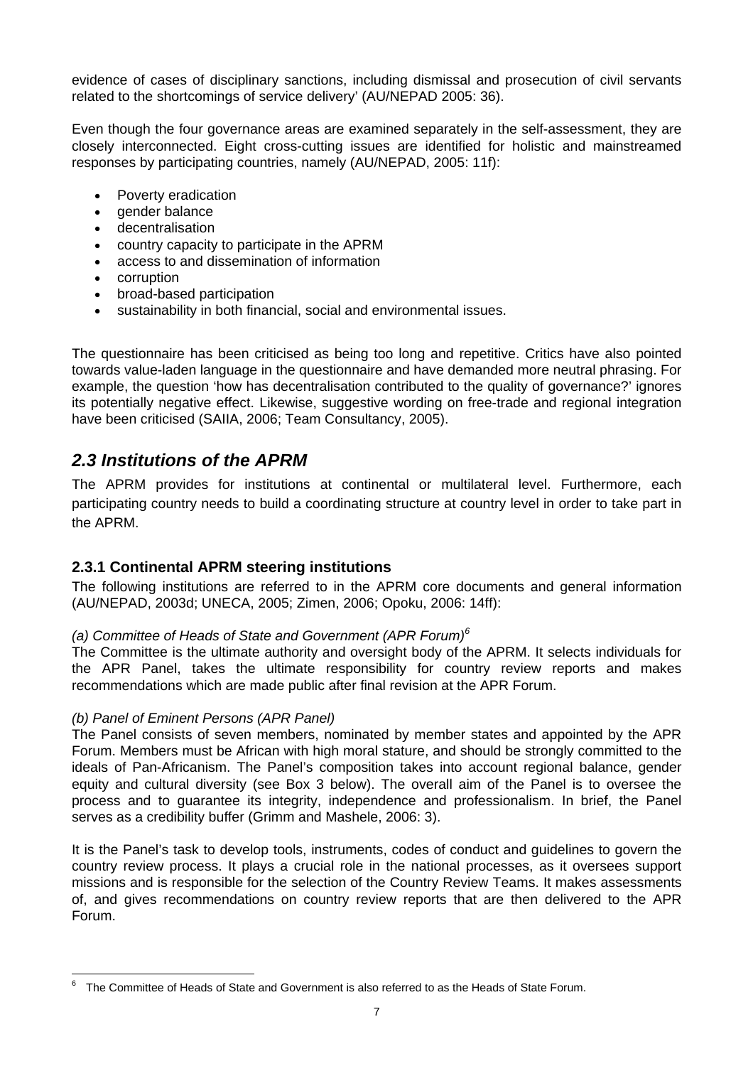evidence of cases of disciplinary sanctions, including dismissal and prosecution of civil servants related to the shortcomings of service delivery' (AU/NEPAD 2005: 36).

Even though the four governance areas are examined separately in the self-assessment, they are closely interconnected. Eight cross-cutting issues are identified for holistic and mainstreamed responses by participating countries, namely (AU/NEPAD, 2005: 11f):

- Poverty eradication
- gender balance
- decentralisation
- country capacity to participate in the APRM
- access to and dissemination of information
- corruption
- broad-based participation
- sustainability in both financial, social and environmental issues.

The questionnaire has been criticised as being too long and repetitive. Critics have also pointed towards value-laden language in the questionnaire and have demanded more neutral phrasing. For example, the question 'how has decentralisation contributed to the quality of governance?' ignores its potentially negative effect. Likewise, suggestive wording on free-trade and regional integration have been criticised (SAIIA, 2006; Team Consultancy, 2005).

## *2.3 Institutions of the APRM*

The APRM provides for institutions at continental or multilateral level. Furthermore, each participating country needs to build a coordinating structure at country level in order to take part in the APRM.

### 2.3.1 Continental APRM steering institutions

The following institutions are referred to in the APRM core documents and general information (AU/NEPAD, 2003d; UNECA, 2005; Zimen, 2006; Opoku, 2006: 14ff):

*(a) Committee of Heads of State and Government (APR Forum)*[6]

The Committee is the ultimate authority and oversight body of the APRM. It selects individuals for the APR Panel, takes the ultimate responsibility for country review reports and makes recommendations which are made public after final revision at the APR Forum.

*(b) Panel of Eminent Persons (APR Panel)*

The Panel consists of seven members, nominated by member states and appointed by the APR Forum. Members must be African with high moral stature, and should be strongly committed to the ideals of Pan-Africanism. The Panel's composition takes into account regional balance, gender equity and cultural diversity (see Box 3 below). The overall aim of the Panel is to oversee the process and to guarantee its integrity, independence and professionalism. In brief, the Panel serves as a credibility buffer (Grimm and Mashele, 2006: 3).

It is the Panel's task to develop tools, instruments, codes of conduct and guidelines to govern the country review process. It plays a crucial role in the national processes, as it oversees support missions and is responsible for the selection of the Country Review Teams. It makes assessments of, and gives recommendations on country review reports that are then delivered to the APR Forum.

[6] The Committee of Heads of State and Government is also referred to as the Heads of State Forum.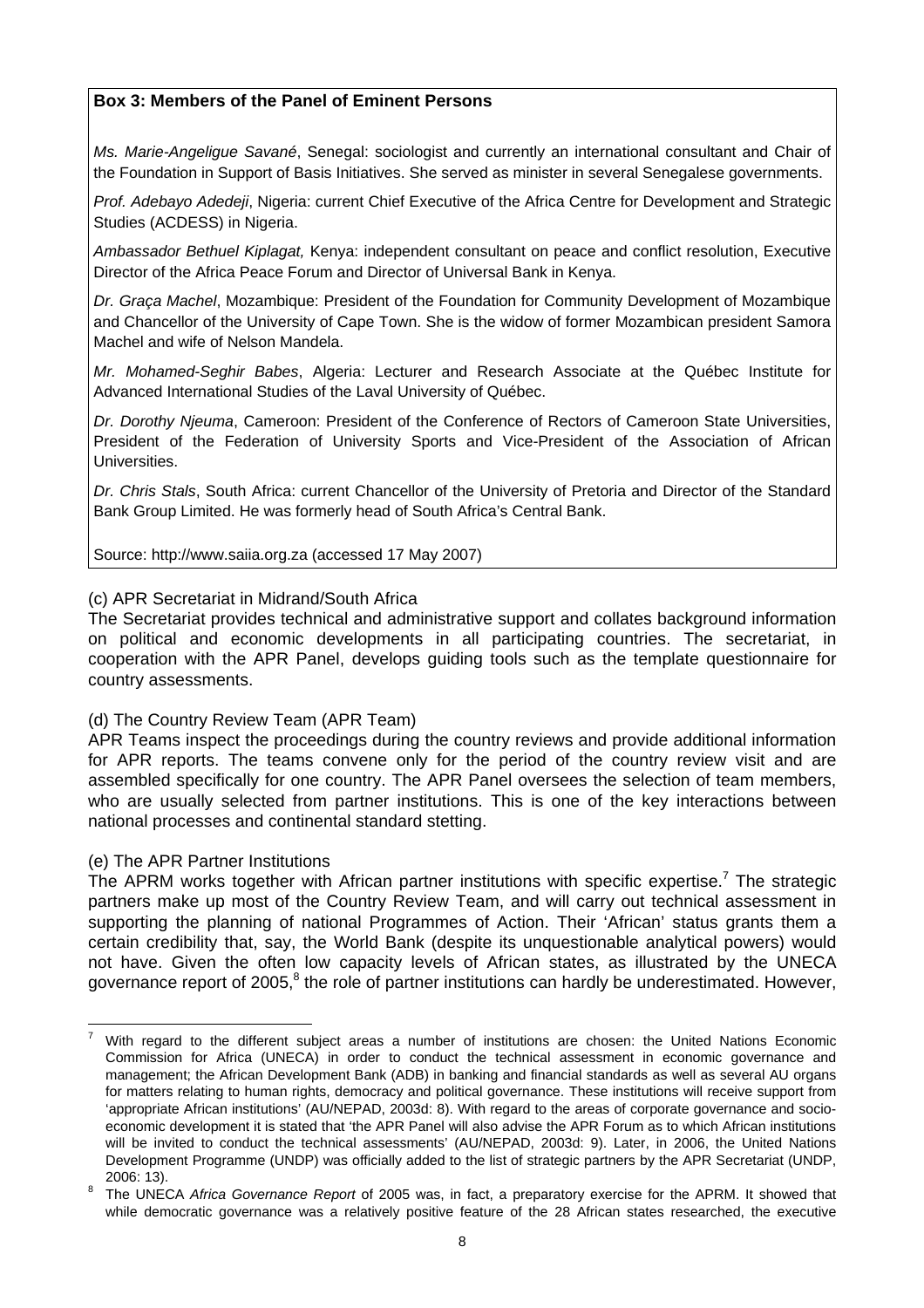**Box 3: Members of the Panel of Eminent Persons**

*Ms. Marie-Angelique Savané*, Senegal: sociologist and currently an international consultant and Chair of the Foundation in Support of Basis Initiatives. She served as minister in several Senegalese governments.

*Prof. Adebayo Adedeji*, Nigeria: current Chief Executive of the Africa Centre for Development and Strategic Studies (ACDESS) in Nigeria.

*Ambassador Bethuel Kiplagat,* Kenya: independent consultant on peace and conflict resolution, Executive Director of the Africa Peace Forum and Director of Universal Bank in Kenya.

*Dr. Graça Machel*, Mozambique: President of the Foundation for Community Development of Mozambique and Chancellor of the University of Cape Town. She is the widow of former Mozambican president Samora Machel and wife of Nelson Mandela.

*Mr. Mohamed-Seghir Babes*, Algeria: Lecturer and Research Associate at the Québec Institute for Advanced International Studies of the Laval University of Québec.

*Dr. Dorothy Njeuma*, Cameroon: President of the Conference of Rectors of Cameroon State Universities, President of the Federation of University Sports and Vice-President of the Association of African Universities.

*Dr. Chris Stals*, South Africa: current Chancellor of the University of Pretoria and Director of the Standard Bank Group Limited. He was formerly head of South Africa's Central Bank.

Source: http://www.saiia.org.za (accessed 17 May 2007)

(c) APR Secretariat in Midrand/South Africa

The Secretariat provides technical and administrative support and collates background information on political and economic developments in all participating countries. The secretariat, in cooperation with the APR Panel, develops guiding tools such as the template questionnaire for country assessments.

(d) The Country Review Team (APR Team)

APR Teams inspect the proceedings during the country reviews and provide additional information for APR reports. The teams convene only for the period of the country review visit and are assembled specifically for one country. The APR Panel oversees the selection of team members, who are usually selected from partner institutions. This is one of the key interactions between national processes and continental standard stetting.

(e) The APR Partner Institutions

The APRM works together with African partner institutions with specific expertise.[7] The strategic partners make up most of the Country Review Team, and will carry out technical assessment in supporting the planning of national Programmes of Action. Their 'African' status grants them a certain credibility that, say, the World Bank (despite its unquestionable analytical powers) would not have. Given the often low capacity levels of African states, as illustrated by the UNECA governance report of 2005,[8] the role of partner institutions can hardly be underestimated. However,

---

[7] With regard to the different subject areas a number of institutions are chosen: the United Nations Economic Commission for Africa (UNECA) in order to conduct the technical assessment in economic governance and management; the African Development Bank (ADB) in banking and financial standards as well as several AU organs for matters relating to human rights, democracy and political governance. These institutions will receive support from 'appropriate African institutions' (AU/NEPAD, 2003d: 8). With regard to the areas of corporate governance and socio-economic development it is stated that 'the APR Panel will also advise the APR Forum as to which African institutions will be invited to conduct the technical assessments' (AU/NEPAD, 2003d: 9). Later, in 2006, the United Nations Development Programme (UNDP) was officially added to the list of strategic partners by the APR Secretariat (UNDP, 2006: 13).

[8] The UNECA *Africa Governance Report* of 2005 was, in fact, a preparatory exercise for the APRM. It showed that while democratic governance was a relatively positive feature of the 28 African states researched, the executive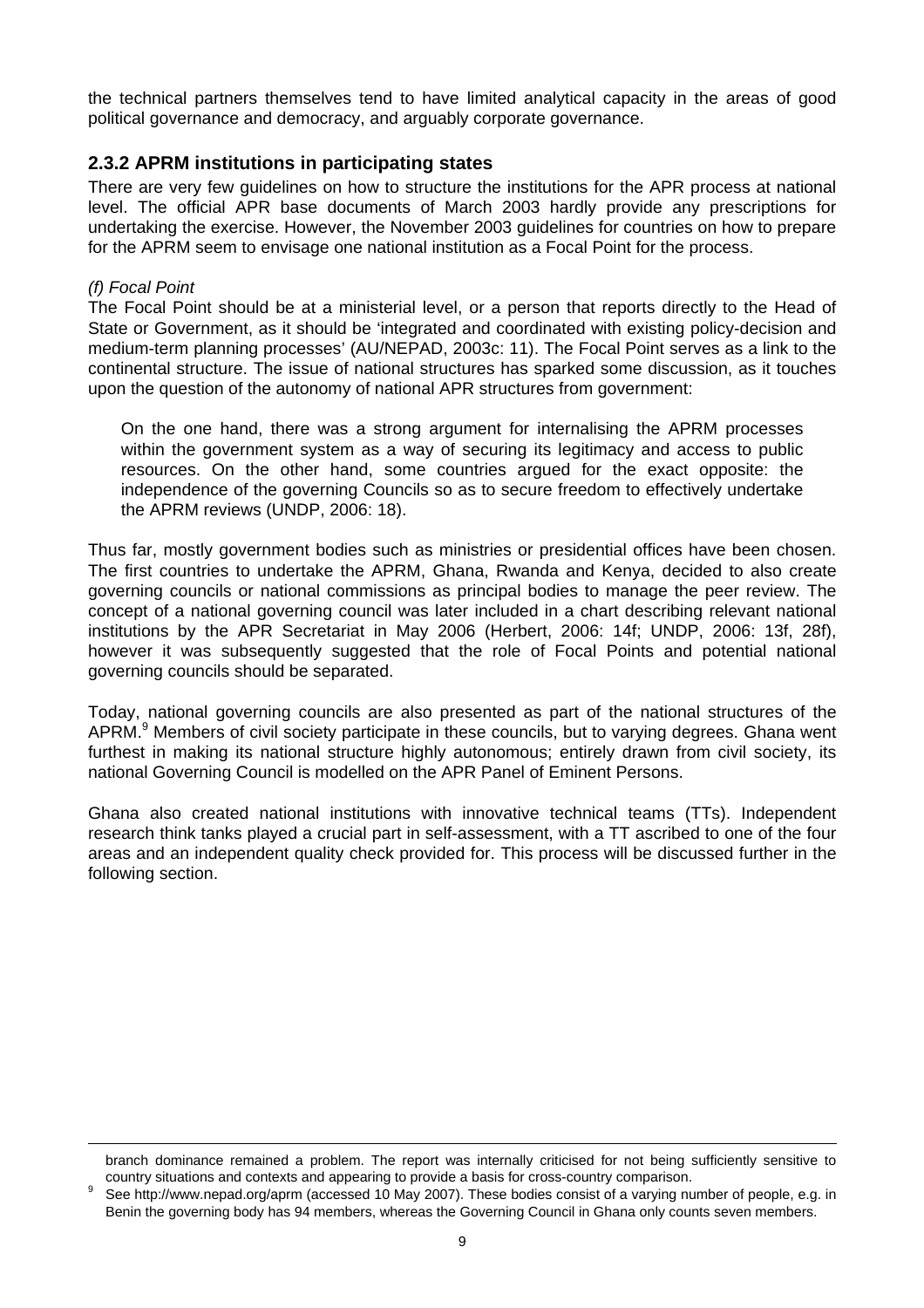the technical partners themselves tend to have limited analytical capacity in the areas of good political governance and democracy, and arguably corporate governance.

### 2.3.2 APRM institutions in participating states

There are very few guidelines on how to structure the institutions for the APR process at national level. The official APR base documents of March 2003 hardly provide any prescriptions for undertaking the exercise. However, the November 2003 guidelines for countries on how to prepare for the APRM seem to envisage one national institution as a Focal Point for the process.

*(f) Focal Point*

The Focal Point should be at a ministerial level, or a person that reports directly to the Head of State or Government, as it should be 'integrated and coordinated with existing policy-decision and medium-term planning processes' (AU/NEPAD, 2003c: 11). The Focal Point serves as a link to the continental structure. The issue of national structures has sparked some discussion, as it touches upon the question of the autonomy of national APR structures from government:

> On the one hand, there was a strong argument for internalising the APRM processes within the government system as a way of securing its legitimacy and access to public resources. On the other hand, some countries argued for the exact opposite: the independence of the governing Councils so as to secure freedom to effectively undertake the APRM reviews (UNDP, 2006: 18).

Thus far, mostly government bodies such as ministries or presidential offices have been chosen. The first countries to undertake the APRM, Ghana, Rwanda and Kenya, decided to also create governing councils or national commissions as principal bodies to manage the peer review. The concept of a national governing council was later included in a chart describing relevant national institutions by the APR Secretariat in May 2006 (Herbert, 2006: 14f; UNDP, 2006: 13f, 28f), however it was subsequently suggested that the role of Focal Points and potential national governing councils should be separated.

Today, national governing councils are also presented as part of the national structures of the APRM.[9] Members of civil society participate in these councils, but to varying degrees. Ghana went furthest in making its national structure highly autonomous; entirely drawn from civil society, its national Governing Council is modelled on the APR Panel of Eminent Persons.

Ghana also created national institutions with innovative technical teams (TTs). Independent research think tanks played a crucial part in self-assessment, with a TT ascribed to one of the four areas and an independent quality check provided for. This process will be discussed further in the following section.

---

branch dominance remained a problem. The report was internally criticised for not being sufficiently sensitive to country situations and contexts and appearing to provide a basis for cross-country comparison.

[9] See http://www.nepad.org/aprm (accessed 10 May 2007). These bodies consist of a varying number of people, e.g. in Benin the governing body has 94 members, whereas the Governing Council in Ghana only counts seven members.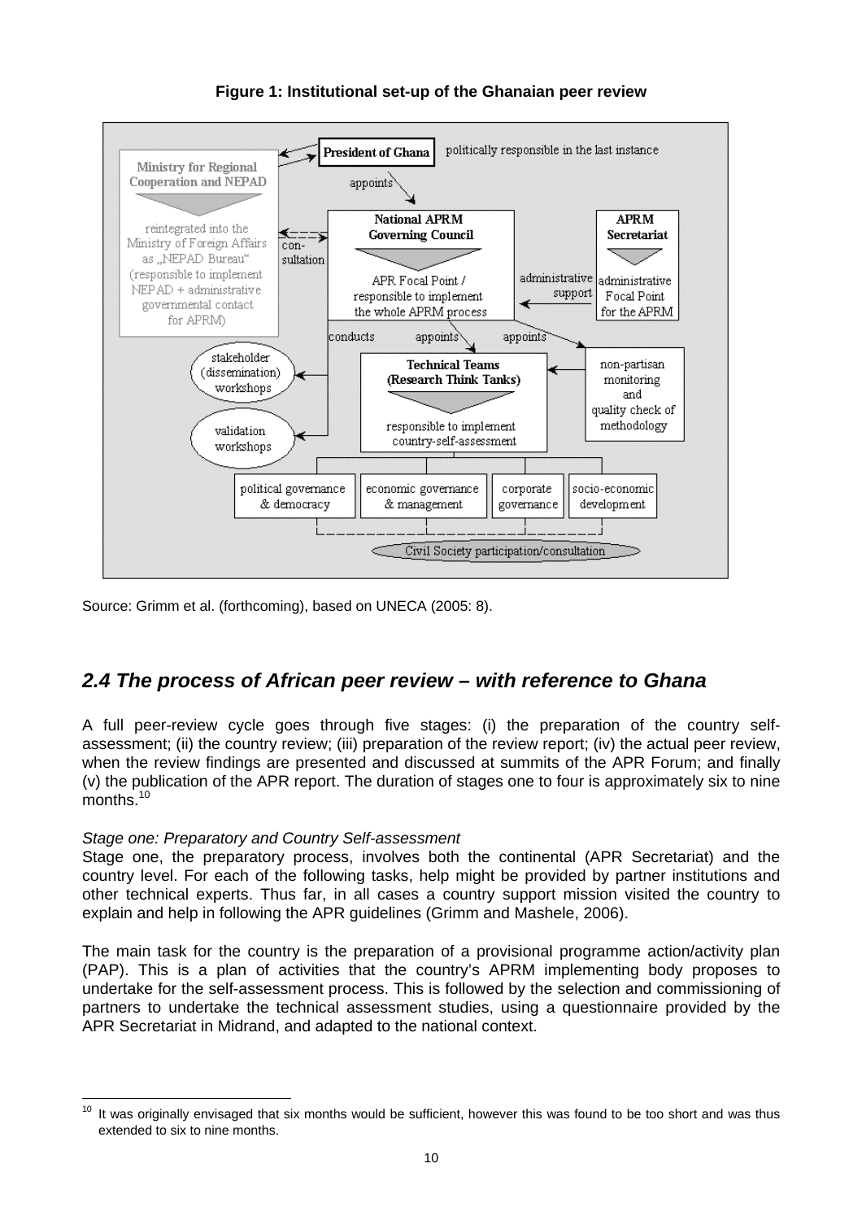**Figure 1: Institutional set-up of the Ghanaian peer review**

Source: Grimm et al. (forthcoming), based on UNECA (2005: 8).

## *2.4 The process of African peer review – with reference to Ghana*

A full peer-review cycle goes through five stages: (i) the preparation of the country self-assessment; (ii) the country review; (iii) preparation of the review report; (iv) the actual peer review, when the review findings are presented and discussed at summits of the APR Forum; and finally (v) the publication of the APR report. The duration of stages one to four is approximately six to nine months.[10]

*Stage one: Preparatory and Country Self-assessment*

Stage one, the preparatory process, involves both the continental (APR Secretariat) and the country level. For each of the following tasks, help might be provided by partner institutions and other technical experts. Thus far, in all cases a country support mission visited the country to explain and help in following the APR guidelines (Grimm and Mashele, 2006).

The main task for the country is the preparation of a provisional programme action/activity plan (PAP). This is a plan of activities that the country's APRM implementing body proposes to undertake for the self-assessment process. This is followed by the selection and commissioning of partners to undertake the technical assessment studies, using a questionnaire provided by the APR Secretariat in Midrand, and adapted to the national context.

[10] It was originally envisaged that six months would be sufficient, however this was found to be too short and was thus extended to six to nine months.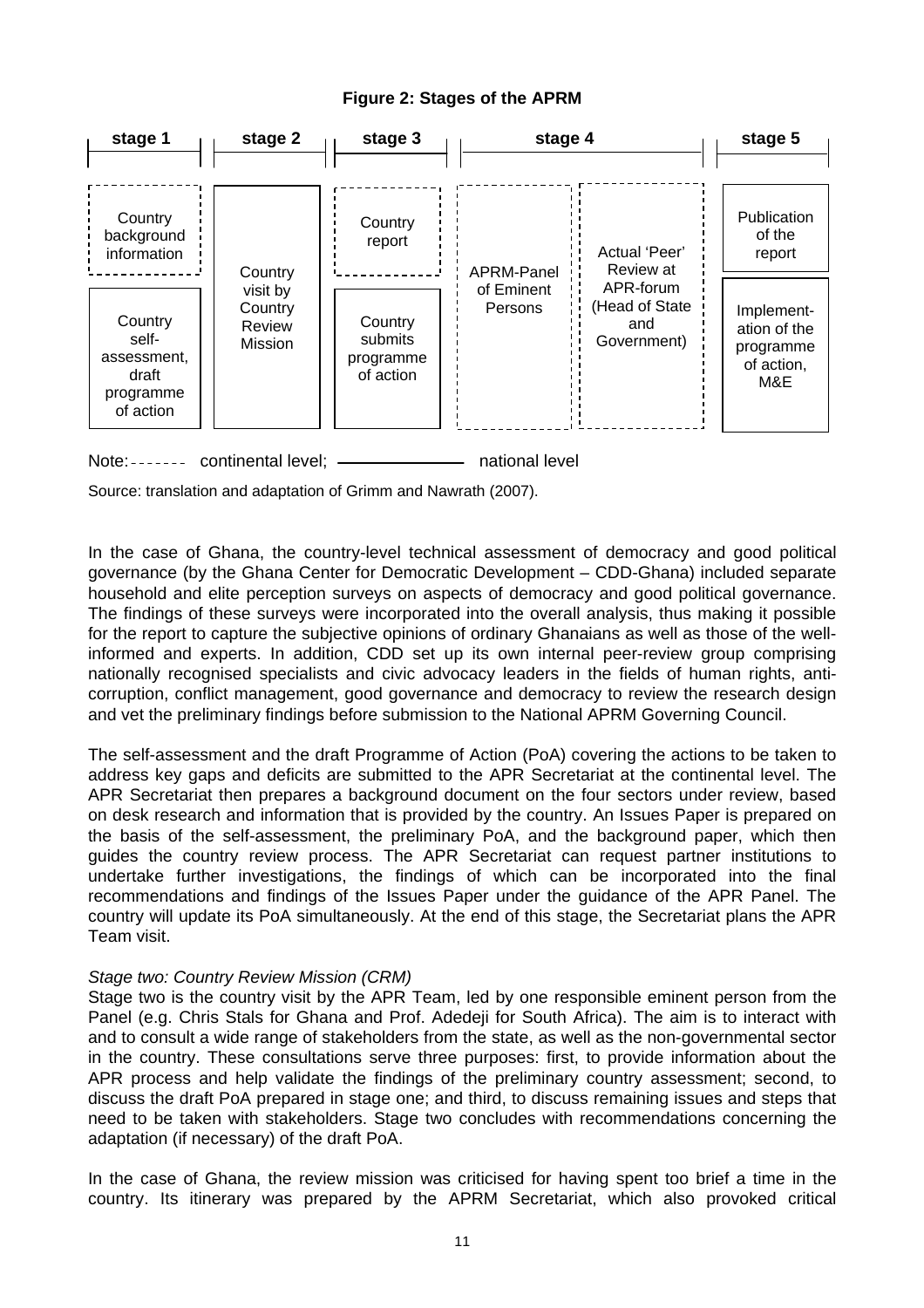**Figure 2: Stages of the APRM**

| stage 1 | stage 2 | stage 3 | stage 4 | | stage 5 |
|---|---|---|---|---|---|
| Country background information | Country visit by Country Review Mission | Country report | APRM-Panel of Eminent Persons | Actual 'Peer' Review at APR-forum (Head of State and Government) | Publication of the report |
| Country self-assessment, draft programme of action | | Country submits programme of action | | | Implement-ation of the programme of action, M&E |

Note: ------- continental level; ——————— national level

Source: translation and adaptation of Grimm and Nawrath (2007).

In the case of Ghana, the country-level technical assessment of democracy and good political governance (by the Ghana Center for Democratic Development – CDD-Ghana) included separate household and elite perception surveys on aspects of democracy and good political governance. The findings of these surveys were incorporated into the overall analysis, thus making it possible for the report to capture the subjective opinions of ordinary Ghanaians as well as those of the well-informed and experts. In addition, CDD set up its own internal peer-review group comprising nationally recognised specialists and civic advocacy leaders in the fields of human rights, anti-corruption, conflict management, good governance and democracy to review the research design and vet the preliminary findings before submission to the National APRM Governing Council.

The self-assessment and the draft Programme of Action (PoA) covering the actions to be taken to address key gaps and deficits are submitted to the APR Secretariat at the continental level. The APR Secretariat then prepares a background document on the four sectors under review, based on desk research and information that is provided by the country. An Issues Paper is prepared on the basis of the self-assessment, the preliminary PoA, and the background paper, which then guides the country review process. The APR Secretariat can request partner institutions to undertake further investigations, the findings of which can be incorporated into the final recommendations and findings of the Issues Paper under the guidance of the APR Panel. The country will update its PoA simultaneously. At the end of this stage, the Secretariat plans the APR Team visit.

*Stage two: Country Review Mission (CRM)*

Stage two is the country visit by the APR Team, led by one responsible eminent person from the Panel (e.g. Chris Stals for Ghana and Prof. Adedeji for South Africa). The aim is to interact with and to consult a wide range of stakeholders from the state, as well as the non-governmental sector in the country. These consultations serve three purposes: first, to provide information about the APR process and help validate the findings of the preliminary country assessment; second, to discuss the draft PoA prepared in stage one; and third, to discuss remaining issues and steps that need to be taken with stakeholders. Stage two concludes with recommendations concerning the adaptation (if necessary) of the draft PoA.

In the case of Ghana, the review mission was criticised for having spent too brief a time in the country. Its itinerary was prepared by the APRM Secretariat, which also provoked critical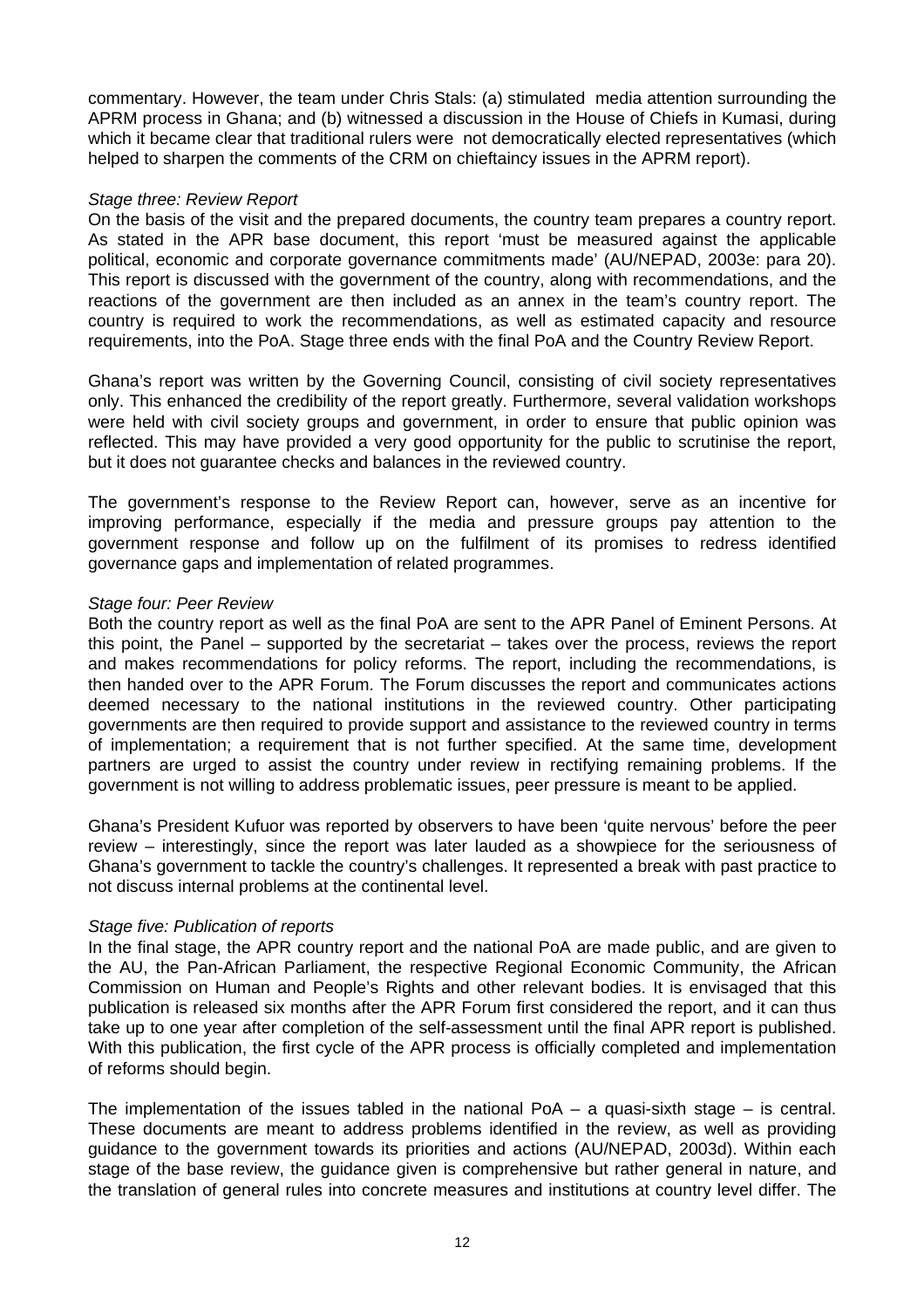commentary. However, the team under Chris Stals: (a) stimulated media attention surrounding the APRM process in Ghana; and (b) witnessed a discussion in the House of Chiefs in Kumasi, during which it became clear that traditional rulers were not democratically elected representatives (which helped to sharpen the comments of the CRM on chieftaincy issues in the APRM report).

*Stage three: Review Report*

On the basis of the visit and the prepared documents, the country team prepares a country report. As stated in the APR base document, this report 'must be measured against the applicable political, economic and corporate governance commitments made' (AU/NEPAD, 2003e: para 20). This report is discussed with the government of the country, along with recommendations, and the reactions of the government are then included as an annex in the team's country report. The country is required to work the recommendations, as well as estimated capacity and resource requirements, into the PoA. Stage three ends with the final PoA and the Country Review Report.

Ghana's report was written by the Governing Council, consisting of civil society representatives only. This enhanced the credibility of the report greatly. Furthermore, several validation workshops were held with civil society groups and government, in order to ensure that public opinion was reflected. This may have provided a very good opportunity for the public to scrutinise the report, but it does not guarantee checks and balances in the reviewed country.

The government's response to the Review Report can, however, serve as an incentive for improving performance, especially if the media and pressure groups pay attention to the government response and follow up on the fulfilment of its promises to redress identified governance gaps and implementation of related programmes.

*Stage four: Peer Review*

Both the country report as well as the final PoA are sent to the APR Panel of Eminent Persons. At this point, the Panel – supported by the secretariat – takes over the process, reviews the report and makes recommendations for policy reforms. The report, including the recommendations, is then handed over to the APR Forum. The Forum discusses the report and communicates actions deemed necessary to the national institutions in the reviewed country. Other participating governments are then required to provide support and assistance to the reviewed country in terms of implementation; a requirement that is not further specified. At the same time, development partners are urged to assist the country under review in rectifying remaining problems. If the government is not willing to address problematic issues, peer pressure is meant to be applied.

Ghana's President Kufuor was reported by observers to have been 'quite nervous' before the peer review – interestingly, since the report was later lauded as a showpiece for the seriousness of Ghana's government to tackle the country's challenges. It represented a break with past practice to not discuss internal problems at the continental level.

*Stage five: Publication of reports*

In the final stage, the APR country report and the national PoA are made public, and are given to the AU, the Pan-African Parliament, the respective Regional Economic Community, the African Commission on Human and People's Rights and other relevant bodies. It is envisaged that this publication is released six months after the APR Forum first considered the report, and it can thus take up to one year after completion of the self-assessment until the final APR report is published. With this publication, the first cycle of the APR process is officially completed and implementation of reforms should begin.

The implementation of the issues tabled in the national PoA – a quasi-sixth stage – is central. These documents are meant to address problems identified in the review, as well as providing guidance to the government towards its priorities and actions (AU/NEPAD, 2003d). Within each stage of the base review, the guidance given is comprehensive but rather general in nature, and the translation of general rules into concrete measures and institutions at country level differ. The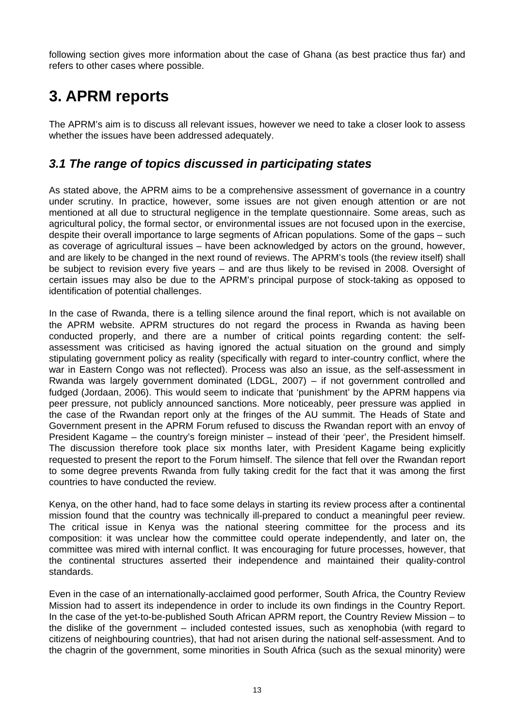following section gives more information about the case of Ghana (as best practice thus far) and refers to other cases where possible.

# 3. APRM reports

The APRM's aim is to discuss all relevant issues, however we need to take a closer look to assess whether the issues have been addressed adequately.

## *3.1 The range of topics discussed in participating states*

As stated above, the APRM aims to be a comprehensive assessment of governance in a country under scrutiny. In practice, however, some issues are not given enough attention or are not mentioned at all due to structural negligence in the template questionnaire. Some areas, such as agricultural policy, the formal sector, or environmental issues are not focused upon in the exercise, despite their overall importance to large segments of African populations. Some of the gaps – such as coverage of agricultural issues – have been acknowledged by actors on the ground, however, and are likely to be changed in the next round of reviews. The APRM's tools (the review itself) shall be subject to revision every five years – and are thus likely to be revised in 2008. Oversight of certain issues may also be due to the APRM's principal purpose of stock-taking as opposed to identification of potential challenges.

In the case of Rwanda, there is a telling silence around the final report, which is not available on the APRM website. APRM structures do not regard the process in Rwanda as having been conducted properly, and there are a number of critical points regarding content: the self-assessment was criticised as having ignored the actual situation on the ground and simply stipulating government policy as reality (specifically with regard to inter-country conflict, where the war in Eastern Congo was not reflected). Process was also an issue, as the self-assessment in Rwanda was largely government dominated (LDGL, 2007) – if not government controlled and fudged (Jordaan, 2006). This would seem to indicate that 'punishment' by the APRM happens via peer pressure, not publicly announced sanctions. More noticeably, peer pressure was applied in the case of the Rwandan report only at the fringes of the AU summit. The Heads of State and Government present in the APRM Forum refused to discuss the Rwandan report with an envoy of President Kagame – the country's foreign minister – instead of their 'peer', the President himself. The discussion therefore took place six months later, with President Kagame being explicitly requested to present the report to the Forum himself. The silence that fell over the Rwandan report to some degree prevents Rwanda from fully taking credit for the fact that it was among the first countries to have conducted the review.

Kenya, on the other hand, had to face some delays in starting its review process after a continental mission found that the country was technically ill-prepared to conduct a meaningful peer review. The critical issue in Kenya was the national steering committee for the process and its composition: it was unclear how the committee could operate independently, and later on, the committee was mired with internal conflict. It was encouraging for future processes, however, that the continental structures asserted their independence and maintained their quality-control standards.

Even in the case of an internationally-acclaimed good performer, South Africa, the Country Review Mission had to assert its independence in order to include its own findings in the Country Report. In the case of the yet-to-be-published South African APRM report, the Country Review Mission – to the dislike of the government – included contested issues, such as xenophobia (with regard to citizens of neighbouring countries), that had not arisen during the national self-assessment. And to the chagrin of the government, some minorities in South Africa (such as the sexual minority) were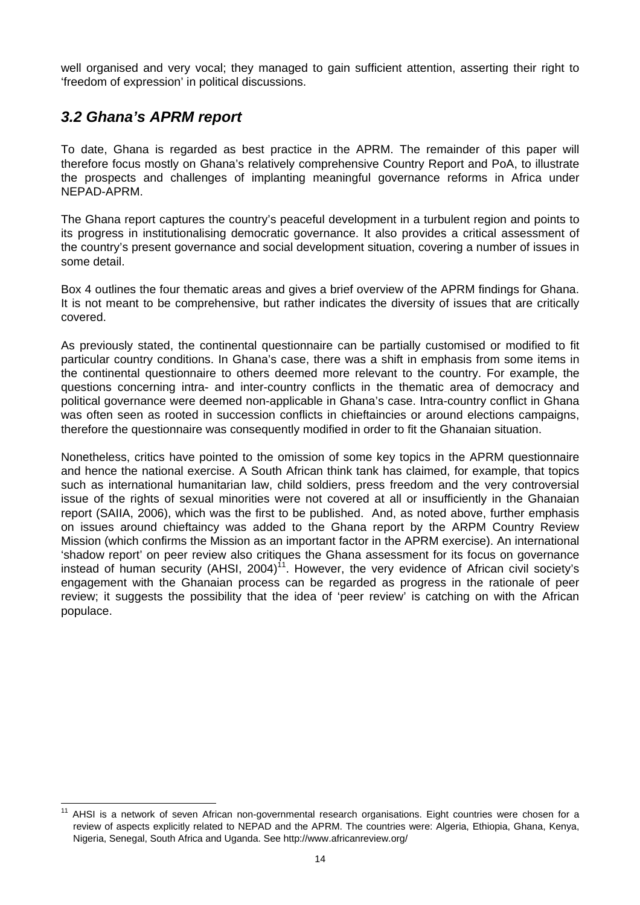well organised and very vocal; they managed to gain sufficient attention, asserting their right to 'freedom of expression' in political discussions.

## *3.2 Ghana's APRM report*

To date, Ghana is regarded as best practice in the APRM. The remainder of this paper will therefore focus mostly on Ghana's relatively comprehensive Country Report and PoA, to illustrate the prospects and challenges of implanting meaningful governance reforms in Africa under NEPAD-APRM.

The Ghana report captures the country's peaceful development in a turbulent region and points to its progress in institutionalising democratic governance. It also provides a critical assessment of the country's present governance and social development situation, covering a number of issues in some detail.

Box 4 outlines the four thematic areas and gives a brief overview of the APRM findings for Ghana. It is not meant to be comprehensive, but rather indicates the diversity of issues that are critically covered.

As previously stated, the continental questionnaire can be partially customised or modified to fit particular country conditions. In Ghana's case, there was a shift in emphasis from some items in the continental questionnaire to others deemed more relevant to the country. For example, the questions concerning intra- and inter-country conflicts in the thematic area of democracy and political governance were deemed non-applicable in Ghana's case. Intra-country conflict in Ghana was often seen as rooted in succession conflicts in chieftaincies or around elections campaigns, therefore the questionnaire was consequently modified in order to fit the Ghanaian situation.

Nonetheless, critics have pointed to the omission of some key topics in the APRM questionnaire and hence the national exercise. A South African think tank has claimed, for example, that topics such as international humanitarian law, child soldiers, press freedom and the very controversial issue of the rights of sexual minorities were not covered at all or insufficiently in the Ghanaian report (SAIIA, 2006), which was the first to be published. And, as noted above, further emphasis on issues around chieftaincy was added to the Ghana report by the ARPM Country Review Mission (which confirms the Mission as an important factor in the APRM exercise). An international 'shadow report' on peer review also critiques the Ghana assessment for its focus on governance instead of human security (AHSI, 2004)[11]. However, the very evidence of African civil society's engagement with the Ghanaian process can be regarded as progress in the rationale of peer review; it suggests the possibility that the idea of 'peer review' is catching on with the African populace.

---

[11] AHSI is a network of seven African non-governmental research organisations. Eight countries were chosen for a review of aspects explicitly related to NEPAD and the APRM. The countries were: Algeria, Ethiopia, Ghana, Kenya, Nigeria, Senegal, South Africa and Uganda. See http://www.africanreview.org/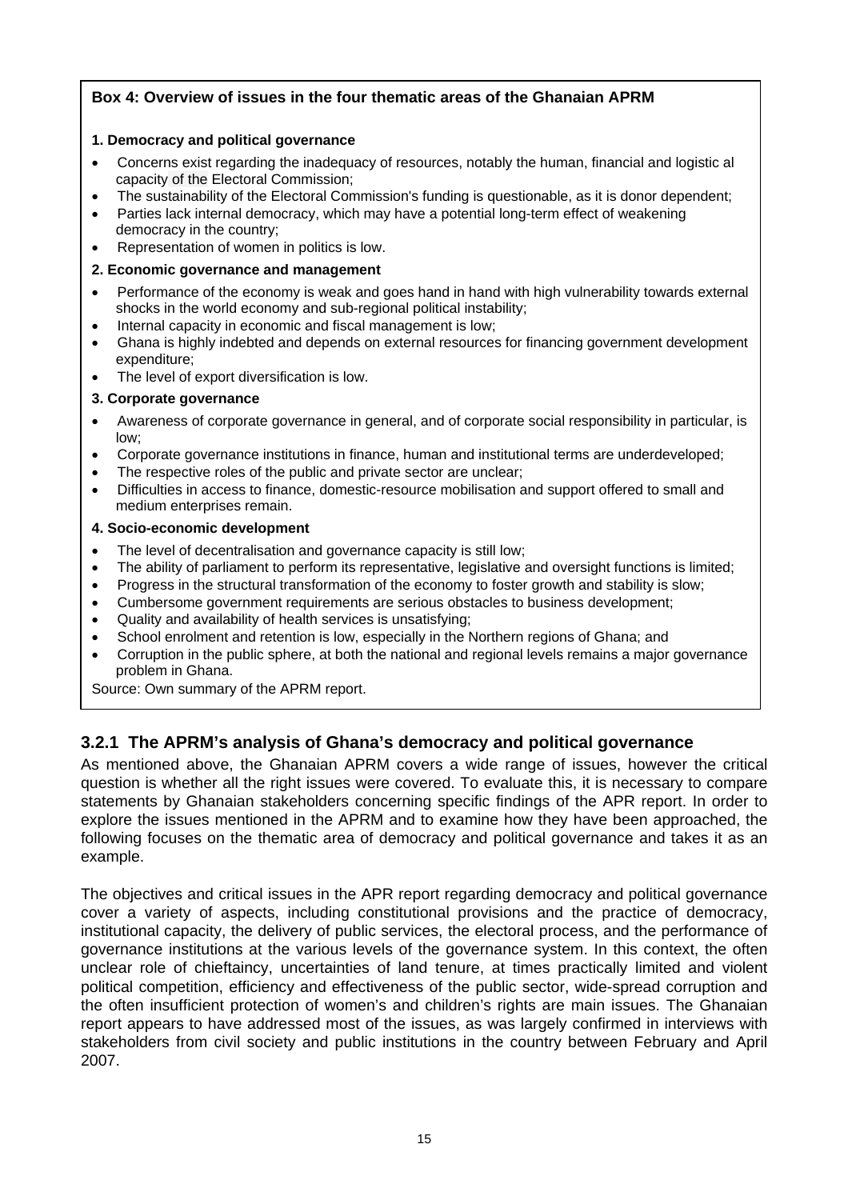**Box 4: Overview of issues in the four thematic areas of the Ghanaian APRM**

**1. Democracy and political governance**

- Concerns exist regarding the inadequacy of resources, notably the human, financial and logistic al capacity of the Electoral Commission;
- The sustainability of the Electoral Commission's funding is questionable, as it is donor dependent;
- Parties lack internal democracy, which may have a potential long-term effect of weakening democracy in the country;
- Representation of women in politics is low.

**2. Economic governance and management**

- Performance of the economy is weak and goes hand in hand with high vulnerability towards external shocks in the world economy and sub-regional political instability;
- Internal capacity in economic and fiscal management is low;
- Ghana is highly indebted and depends on external resources for financing government development expenditure;
- The level of export diversification is low.

**3. Corporate governance**

- Awareness of corporate governance in general, and of corporate social responsibility in particular, is low;
- Corporate governance institutions in finance, human and institutional terms are underdeveloped;
- The respective roles of the public and private sector are unclear;
- Difficulties in access to finance, domestic-resource mobilisation and support offered to small and medium enterprises remain.

**4. Socio-economic development**

- The level of decentralisation and governance capacity is still low;
- The ability of parliament to perform its representative, legislative and oversight functions is limited;
- Progress in the structural transformation of the economy to foster growth and stability is slow;
- Cumbersome government requirements are serious obstacles to business development;
- Quality and availability of health services is unsatisfying;
- School enrolment and retention is low, especially in the Northern regions of Ghana; and
- Corruption in the public sphere, at both the national and regional levels remains a major governance problem in Ghana.

Source: Own summary of the APRM report.

### 3.2.1 The APRM's analysis of Ghana's democracy and political governance

As mentioned above, the Ghanaian APRM covers a wide range of issues, however the critical question is whether all the right issues were covered. To evaluate this, it is necessary to compare statements by Ghanaian stakeholders concerning specific findings of the APR report. In order to explore the issues mentioned in the APRM and to examine how they have been approached, the following focuses on the thematic area of democracy and political governance and takes it as an example.

The objectives and critical issues in the APR report regarding democracy and political governance cover a variety of aspects, including constitutional provisions and the practice of democracy, institutional capacity, the delivery of public services, the electoral process, and the performance of governance institutions at the various levels of the governance system. In this context, the often unclear role of chieftaincy, uncertainties of land tenure, at times practically limited and violent political competition, efficiency and effectiveness of the public sector, wide-spread corruption and the often insufficient protection of women's and children's rights are main issues. The Ghanaian report appears to have addressed most of the issues, as was largely confirmed in interviews with stakeholders from civil society and public institutions in the country between February and April 2007.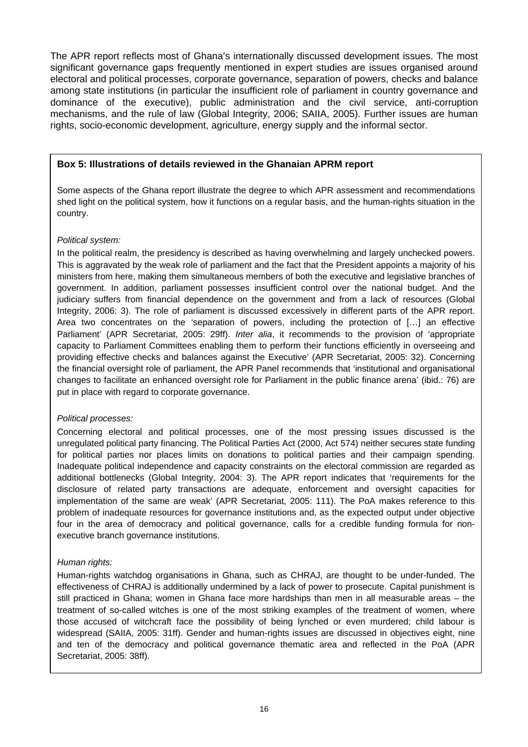The APR report reflects most of Ghana's internationally discussed development issues. The most significant governance gaps frequently mentioned in expert studies are issues organised around electoral and political processes, corporate governance, separation of powers, checks and balance among state institutions (in particular the insufficient role of parliament in country governance and dominance of the executive), public administration and the civil service, anti-corruption mechanisms, and the rule of law (Global Integrity, 2006; SAIIA, 2005). Further issues are human rights, socio-economic development, agriculture, energy supply and the informal sector.

**Box 5: Illustrations of details reviewed in the Ghanaian APRM report**

Some aspects of the Ghana report illustrate the degree to which APR assessment and recommendations shed light on the political system, how it functions on a regular basis, and the human-rights situation in the country.

*Political system:*

In the political realm, the presidency is described as having overwhelming and largely unchecked powers. This is aggravated by the weak role of parliament and the fact that the President appoints a majority of his ministers from here, making them simultaneous members of both the executive and legislative branches of government. In addition, parliament possesses insufficient control over the national budget. And the judiciary suffers from financial dependence on the government and from a lack of resources (Global Integrity, 2006: 3). The role of parliament is discussed excessively in different parts of the APR report. Area two concentrates on the 'separation of powers, including the protection of […] an effective Parliament' (APR Secretariat, 2005: 29ff). *Inter alia*, it recommends to the provision of 'appropriate capacity to Parliament Committees enabling them to perform their functions efficiently in overseeing and providing effective checks and balances against the Executive' (APR Secretariat, 2005: 32). Concerning the financial oversight role of parliament, the APR Panel recommends that 'institutional and organisational changes to facilitate an enhanced oversight role for Parliament in the public finance arena' (ibid.: 76) are put in place with regard to corporate governance.

*Political processes:*

Concerning electoral and political processes, one of the most pressing issues discussed is the unregulated political party financing. The Political Parties Act (2000, Act 574) neither secures state funding for political parties nor places limits on donations to political parties and their campaign spending. Inadequate political independence and capacity constraints on the electoral commission are regarded as additional bottlenecks (Global Integrity, 2004: 3). The APR report indicates that 'requirements for the disclosure of related party transactions are adequate, enforcement and oversight capacities for implementation of the same are weak' (APR Secretariat, 2005: 111). The PoA makes reference to this problem of inadequate resources for governance institutions and, as the expected output under objective four in the area of democracy and political governance, calls for a credible funding formula for non-executive branch governance institutions.

*Human rights:*

Human-rights watchdog organisations in Ghana, such as CHRAJ, are thought to be under-funded. The effectiveness of CHRAJ is additionally undermined by a lack of power to prosecute. Capital punishment is still practiced in Ghana; women in Ghana face more hardships than men in all measurable areas – the treatment of so-called witches is one of the most striking examples of the treatment of women, where those accused of witchcraft face the possibility of being lynched or even murdered; child labour is widespread (SAIIA, 2005: 31ff). Gender and human-rights issues are discussed in objectives eight, nine and ten of the democracy and political governance thematic area and reflected in the PoA (APR Secretariat, 2005: 38ff).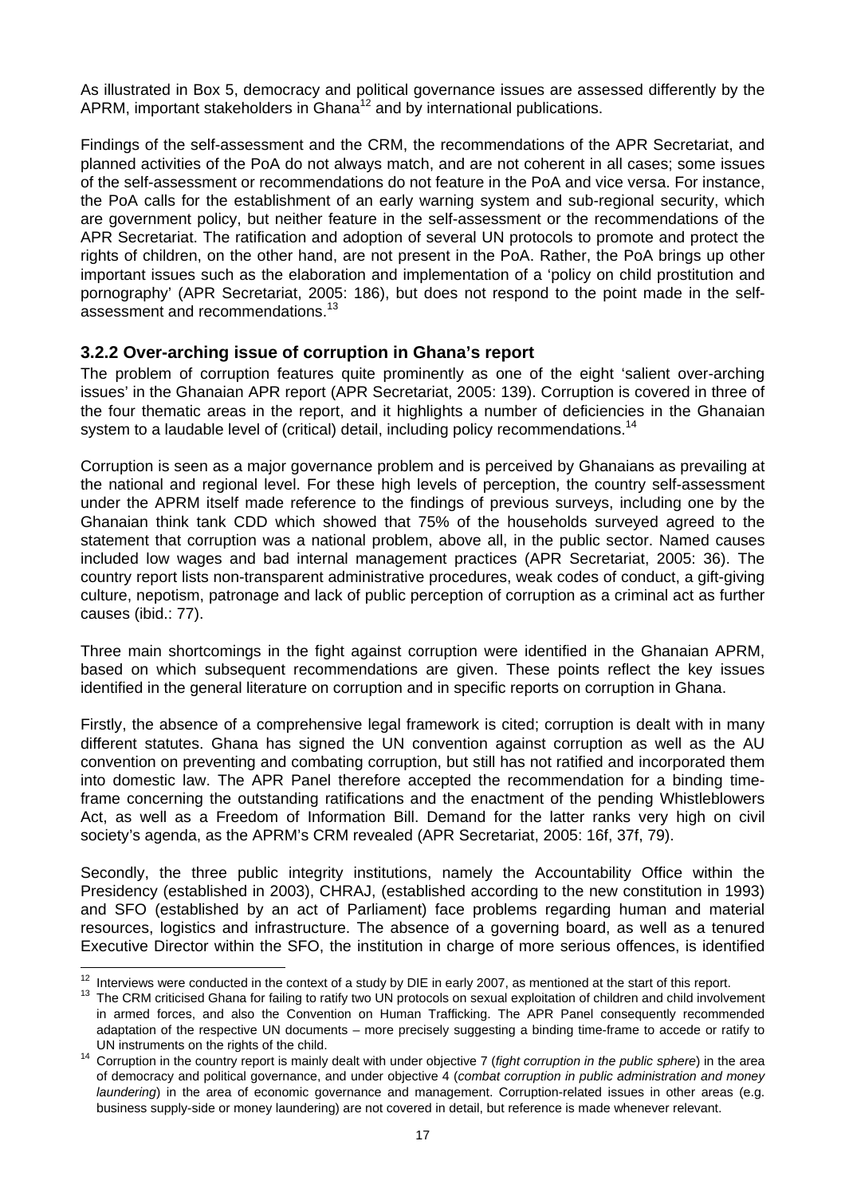As illustrated in Box 5, democracy and political governance issues are assessed differently by the APRM, important stakeholders in Ghana[12] and by international publications.

Findings of the self-assessment and the CRM, the recommendations of the APR Secretariat, and planned activities of the PoA do not always match, and are not coherent in all cases; some issues of the self-assessment or recommendations do not feature in the PoA and vice versa. For instance, the PoA calls for the establishment of an early warning system and sub-regional security, which are government policy, but neither feature in the self-assessment or the recommendations of the APR Secretariat. The ratification and adoption of several UN protocols to promote and protect the rights of children, on the other hand, are not present in the PoA. Rather, the PoA brings up other important issues such as the elaboration and implementation of a 'policy on child prostitution and pornography' (APR Secretariat, 2005: 186), but does not respond to the point made in the self-assessment and recommendations.[13]

### 3.2.2 Over-arching issue of corruption in Ghana's report

The problem of corruption features quite prominently as one of the eight 'salient over-arching issues' in the Ghanaian APR report (APR Secretariat, 2005: 139). Corruption is covered in three of the four thematic areas in the report, and it highlights a number of deficiencies in the Ghanaian system to a laudable level of (critical) detail, including policy recommendations.[14]

Corruption is seen as a major governance problem and is perceived by Ghanaians as prevailing at the national and regional level. For these high levels of perception, the country self-assessment under the APRM itself made reference to the findings of previous surveys, including one by the Ghanaian think tank CDD which showed that 75% of the households surveyed agreed to the statement that corruption was a national problem, above all, in the public sector. Named causes included low wages and bad internal management practices (APR Secretariat, 2005: 36). The country report lists non-transparent administrative procedures, weak codes of conduct, a gift-giving culture, nepotism, patronage and lack of public perception of corruption as a criminal act as further causes (ibid.: 77).

Three main shortcomings in the fight against corruption were identified in the Ghanaian APRM, based on which subsequent recommendations are given. These points reflect the key issues identified in the general literature on corruption and in specific reports on corruption in Ghana.

Firstly, the absence of a comprehensive legal framework is cited; corruption is dealt with in many different statutes. Ghana has signed the UN convention against corruption as well as the AU convention on preventing and combating corruption, but still has not ratified and incorporated them into domestic law. The APR Panel therefore accepted the recommendation for a binding time-frame concerning the outstanding ratifications and the enactment of the pending Whistleblowers Act, as well as a Freedom of Information Bill. Demand for the latter ranks very high on civil society's agenda, as the APRM's CRM revealed (APR Secretariat, 2005: 16f, 37f, 79).

Secondly, the three public integrity institutions, namely the Accountability Office within the Presidency (established in 2003), CHRAJ, (established according to the new constitution in 1993) and SFO (established by an act of Parliament) face problems regarding human and material resources, logistics and infrastructure. The absence of a governing board, as well as a tenured Executive Director within the SFO, the institution in charge of more serious offences, is identified

---

[12] Interviews were conducted in the context of a study by DIE in early 2007, as mentioned at the start of this report.

[13] The CRM criticised Ghana for failing to ratify two UN protocols on sexual exploitation of children and child involvement in armed forces, and also the Convention on Human Trafficking. The APR Panel consequently recommended adaptation of the respective UN documents – more precisely suggesting a binding time-frame to accede or ratify to UN instruments on the rights of the child.

[14] Corruption in the country report is mainly dealt with under objective 7 (*fight corruption in the public sphere*) in the area of democracy and political governance, and under objective 4 (*combat corruption in public administration and money laundering*) in the area of economic governance and management. Corruption-related issues in other areas (e.g. business supply-side or money laundering) are not covered in detail, but reference is made whenever relevant.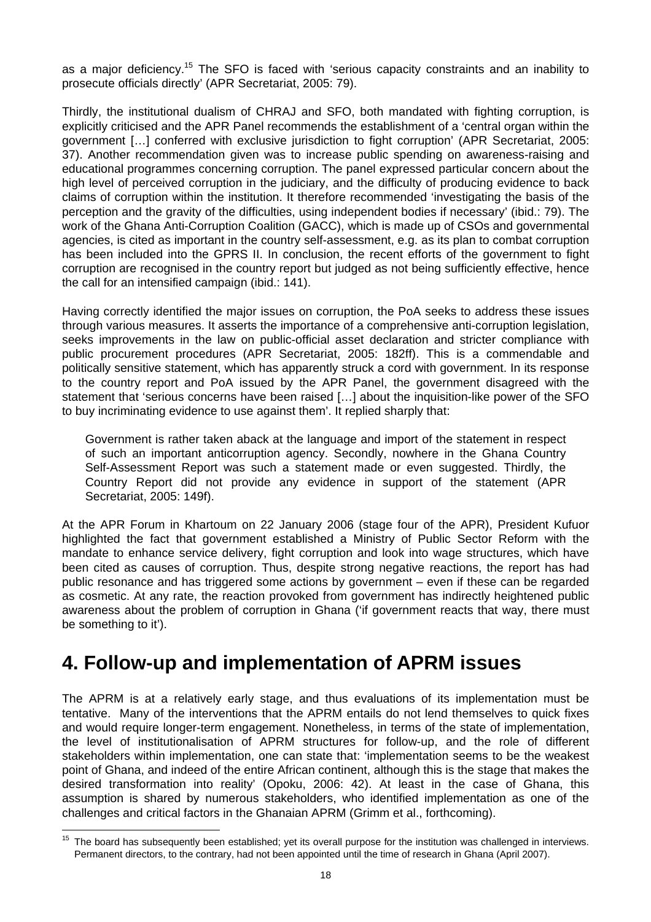as a major deficiency.[15] The SFO is faced with 'serious capacity constraints and an inability to prosecute officials directly' (APR Secretariat, 2005: 79).

Thirdly, the institutional dualism of CHRAJ and SFO, both mandated with fighting corruption, is explicitly criticised and the APR Panel recommends the establishment of a 'central organ within the government […] conferred with exclusive jurisdiction to fight corruption' (APR Secretariat, 2005: 37). Another recommendation given was to increase public spending on awareness-raising and educational programmes concerning corruption. The panel expressed particular concern about the high level of perceived corruption in the judiciary, and the difficulty of producing evidence to back claims of corruption within the institution. It therefore recommended 'investigating the basis of the perception and the gravity of the difficulties, using independent bodies if necessary' (ibid.: 79). The work of the Ghana Anti-Corruption Coalition (GACC), which is made up of CSOs and governmental agencies, is cited as important in the country self-assessment, e.g. as its plan to combat corruption has been included into the GPRS II. In conclusion, the recent efforts of the government to fight corruption are recognised in the country report but judged as not being sufficiently effective, hence the call for an intensified campaign (ibid.: 141).

Having correctly identified the major issues on corruption, the PoA seeks to address these issues through various measures. It asserts the importance of a comprehensive anti-corruption legislation, seeks improvements in the law on public-official asset declaration and stricter compliance with public procurement procedures (APR Secretariat, 2005: 182ff). This is a commendable and politically sensitive statement, which has apparently struck a cord with government. In its response to the country report and PoA issued by the APR Panel, the government disagreed with the statement that 'serious concerns have been raised […] about the inquisition-like power of the SFO to buy incriminating evidence to use against them'. It replied sharply that:

> Government is rather taken aback at the language and import of the statement in respect of such an important anticorruption agency. Secondly, nowhere in the Ghana Country Self-Assessment Report was such a statement made or even suggested. Thirdly, the Country Report did not provide any evidence in support of the statement (APR Secretariat, 2005: 149f).

At the APR Forum in Khartoum on 22 January 2006 (stage four of the APR), President Kufuor highlighted the fact that government established a Ministry of Public Sector Reform with the mandate to enhance service delivery, fight corruption and look into wage structures, which have been cited as causes of corruption. Thus, despite strong negative reactions, the report has had public resonance and has triggered some actions by government – even if these can be regarded as cosmetic. At any rate, the reaction provoked from government has indirectly heightened public awareness about the problem of corruption in Ghana ('if government reacts that way, there must be something to it').

# 4. Follow-up and implementation of APRM issues

The APRM is at a relatively early stage, and thus evaluations of its implementation must be tentative. Many of the interventions that the APRM entails do not lend themselves to quick fixes and would require longer-term engagement. Nonetheless, in terms of the state of implementation, the level of institutionalisation of APRM structures for follow-up, and the role of different stakeholders within implementation, one can state that: 'implementation seems to be the weakest point of Ghana, and indeed of the entire African continent, although this is the stage that makes the desired transformation into reality' (Opoku, 2006: 42). At least in the case of Ghana, this assumption is shared by numerous stakeholders, who identified implementation as one of the challenges and critical factors in the Ghanaian APRM (Grimm et al., forthcoming).

[15] The board has subsequently been established; yet its overall purpose for the institution was challenged in interviews. Permanent directors, to the contrary, had not been appointed until the time of research in Ghana (April 2007).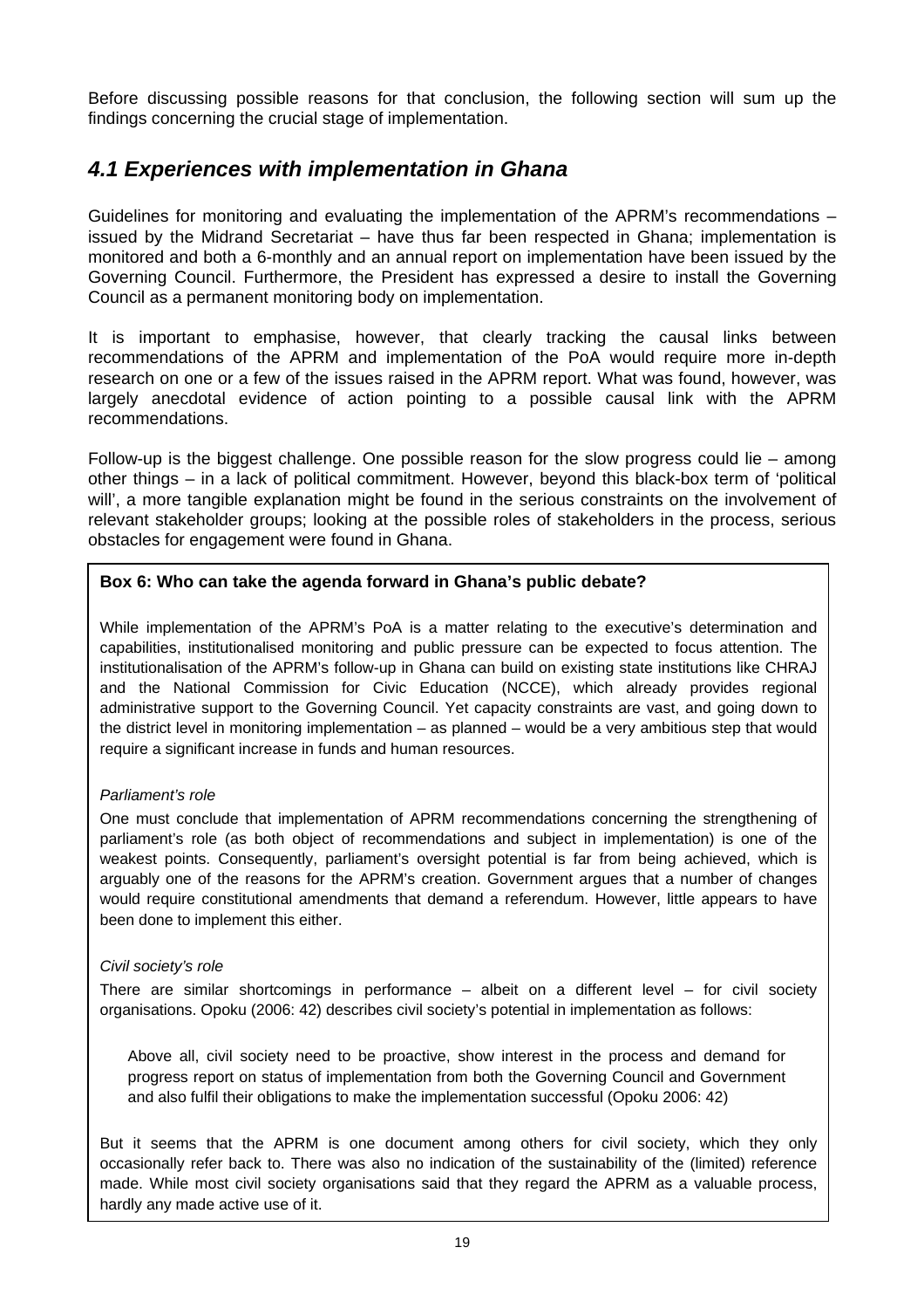Before discussing possible reasons for that conclusion, the following section will sum up the findings concerning the crucial stage of implementation.

## *4.1 Experiences with implementation in Ghana*

Guidelines for monitoring and evaluating the implementation of the APRM's recommendations – issued by the Midrand Secretariat – have thus far been respected in Ghana; implementation is monitored and both a 6-monthly and an annual report on implementation have been issued by the Governing Council. Furthermore, the President has expressed a desire to install the Governing Council as a permanent monitoring body on implementation.

It is important to emphasise, however, that clearly tracking the causal links between recommendations of the APRM and implementation of the PoA would require more in-depth research on one or a few of the issues raised in the APRM report. What was found, however, was largely anecdotal evidence of action pointing to a possible causal link with the APRM recommendations.

Follow-up is the biggest challenge. One possible reason for the slow progress could lie – among other things – in a lack of political commitment. However, beyond this black-box term of 'political will', a more tangible explanation might be found in the serious constraints on the involvement of relevant stakeholder groups; looking at the possible roles of stakeholders in the process, serious obstacles for engagement were found in Ghana.

**Box 6: Who can take the agenda forward in Ghana's public debate?**

While implementation of the APRM's PoA is a matter relating to the executive's determination and capabilities, institutionalised monitoring and public pressure can be expected to focus attention. The institutionalisation of the APRM's follow-up in Ghana can build on existing state institutions like CHRAJ and the National Commission for Civic Education (NCCE), which already provides regional administrative support to the Governing Council. Yet capacity constraints are vast, and going down to the district level in monitoring implementation – as planned – would be a very ambitious step that would require a significant increase in funds and human resources.

*Parliament's role*

One must conclude that implementation of APRM recommendations concerning the strengthening of parliament's role (as both object of recommendations and subject in implementation) is one of the weakest points. Consequently, parliament's oversight potential is far from being achieved, which is arguably one of the reasons for the APRM's creation. Government argues that a number of changes would require constitutional amendments that demand a referendum. However, little appears to have been done to implement this either.

*Civil society's role*

There are similar shortcomings in performance – albeit on a different level – for civil society organisations. Opoku (2006: 42) describes civil society's potential in implementation as follows:

> Above all, civil society need to be proactive, show interest in the process and demand for progress report on status of implementation from both the Governing Council and Government and also fulfil their obligations to make the implementation successful (Opoku 2006: 42)

But it seems that the APRM is one document among others for civil society, which they only occasionally refer back to. There was also no indication of the sustainability of the (limited) reference made. While most civil society organisations said that they regard the APRM as a valuable process, hardly any made active use of it.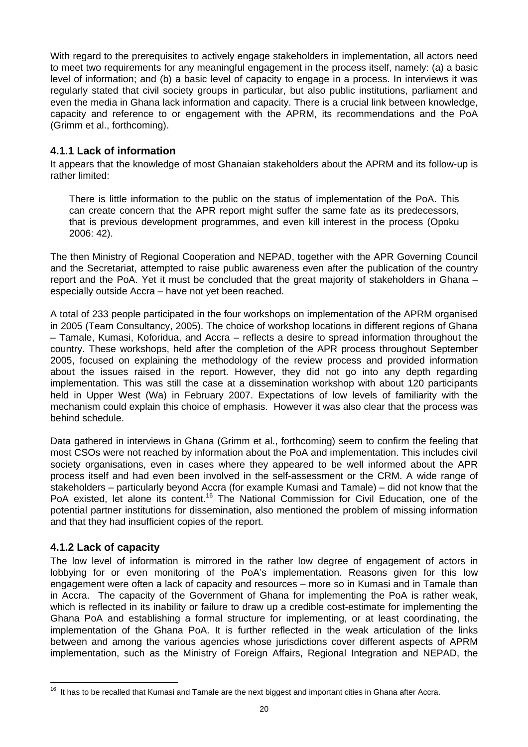With regard to the prerequisites to actively engage stakeholders in implementation, all actors need to meet two requirements for any meaningful engagement in the process itself, namely: (a) a basic level of information; and (b) a basic level of capacity to engage in a process. In interviews it was regularly stated that civil society groups in particular, but also public institutions, parliament and even the media in Ghana lack information and capacity. There is a crucial link between knowledge, capacity and reference to or engagement with the APRM, its recommendations and the PoA (Grimm et al., forthcoming).

### 4.1.1 Lack of information

It appears that the knowledge of most Ghanaian stakeholders about the APRM and its follow-up is rather limited:

> There is little information to the public on the status of implementation of the PoA. This can create concern that the APR report might suffer the same fate as its predecessors, that is previous development programmes, and even kill interest in the process (Opoku 2006: 42).

The then Ministry of Regional Cooperation and NEPAD, together with the APR Governing Council and the Secretariat, attempted to raise public awareness even after the publication of the country report and the PoA. Yet it must be concluded that the great majority of stakeholders in Ghana – especially outside Accra – have not yet been reached.

A total of 233 people participated in the four workshops on implementation of the APRM organised in 2005 (Team Consultancy, 2005). The choice of workshop locations in different regions of Ghana – Tamale, Kumasi, Koforidua, and Accra – reflects a desire to spread information throughout the country. These workshops, held after the completion of the APR process throughout September 2005, focused on explaining the methodology of the review process and provided information about the issues raised in the report. However, they did not go into any depth regarding implementation. This was still the case at a dissemination workshop with about 120 participants held in Upper West (Wa) in February 2007. Expectations of low levels of familiarity with the mechanism could explain this choice of emphasis. However it was also clear that the process was behind schedule.

Data gathered in interviews in Ghana (Grimm et al., forthcoming) seem to confirm the feeling that most CSOs were not reached by information about the PoA and implementation. This includes civil society organisations, even in cases where they appeared to be well informed about the APR process itself and had even been involved in the self-assessment or the CRM. A wide range of stakeholders – particularly beyond Accra (for example Kumasi and Tamale) – did not know that the PoA existed, let alone its content.[16] The National Commission for Civil Education, one of the potential partner institutions for dissemination, also mentioned the problem of missing information and that they had insufficient copies of the report.

### 4.1.2 Lack of capacity

The low level of information is mirrored in the rather low degree of engagement of actors in lobbying for or even monitoring of the PoA's implementation. Reasons given for this low engagement were often a lack of capacity and resources – more so in Kumasi and in Tamale than in Accra. The capacity of the Government of Ghana for implementing the PoA is rather weak, which is reflected in its inability or failure to draw up a credible cost-estimate for implementing the Ghana PoA and establishing a formal structure for implementing, or at least coordinating, the implementation of the Ghana PoA. It is further reflected in the weak articulation of the links between and among the various agencies whose jurisdictions cover different aspects of APRM implementation, such as the Ministry of Foreign Affairs, Regional Integration and NEPAD, the

---

[16] It has to be recalled that Kumasi and Tamale are the next biggest and important cities in Ghana after Accra.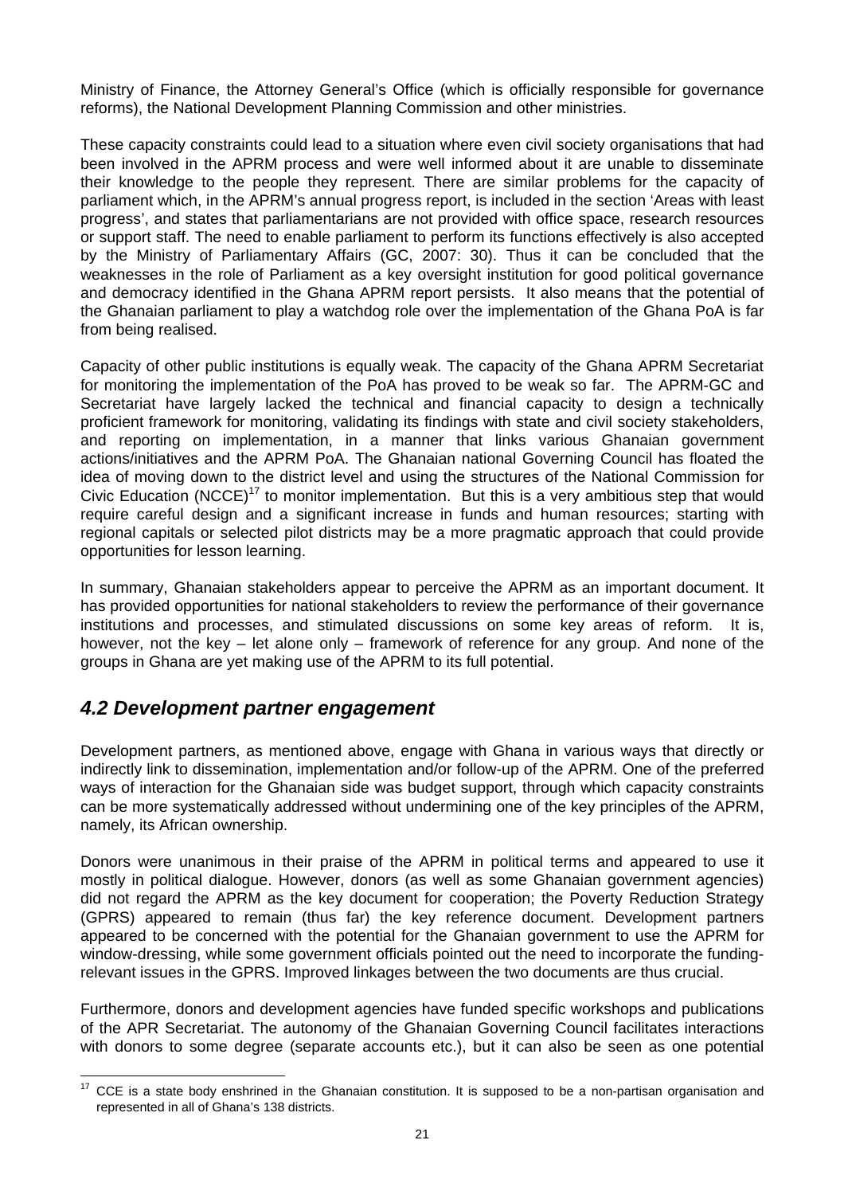Ministry of Finance, the Attorney General's Office (which is officially responsible for governance reforms), the National Development Planning Commission and other ministries.

These capacity constraints could lead to a situation where even civil society organisations that had been involved in the APRM process and were well informed about it are unable to disseminate their knowledge to the people they represent. There are similar problems for the capacity of parliament which, in the APRM's annual progress report, is included in the section 'Areas with least progress', and states that parliamentarians are not provided with office space, research resources or support staff. The need to enable parliament to perform its functions effectively is also accepted by the Ministry of Parliamentary Affairs (GC, 2007: 30). Thus it can be concluded that the weaknesses in the role of Parliament as a key oversight institution for good political governance and democracy identified in the Ghana APRM report persists. It also means that the potential of the Ghanaian parliament to play a watchdog role over the implementation of the Ghana PoA is far from being realised.

Capacity of other public institutions is equally weak. The capacity of the Ghana APRM Secretariat for monitoring the implementation of the PoA has proved to be weak so far. The APRM-GC and Secretariat have largely lacked the technical and financial capacity to design a technically proficient framework for monitoring, validating its findings with state and civil society stakeholders, and reporting on implementation, in a manner that links various Ghanaian government actions/initiatives and the APRM PoA. The Ghanaian national Governing Council has floated the idea of moving down to the district level and using the structures of the National Commission for Civic Education (NCCE)[17] to monitor implementation. But this is a very ambitious step that would require careful design and a significant increase in funds and human resources; starting with regional capitals or selected pilot districts may be a more pragmatic approach that could provide opportunities for lesson learning.

In summary, Ghanaian stakeholders appear to perceive the APRM as an important document. It has provided opportunities for national stakeholders to review the performance of their governance institutions and processes, and stimulated discussions on some key areas of reform. It is, however, not the key – let alone only – framework of reference for any group. And none of the groups in Ghana are yet making use of the APRM to its full potential.

## *4.2 Development partner engagement*

Development partners, as mentioned above, engage with Ghana in various ways that directly or indirectly link to dissemination, implementation and/or follow-up of the APRM. One of the preferred ways of interaction for the Ghanaian side was budget support, through which capacity constraints can be more systematically addressed without undermining one of the key principles of the APRM, namely, its African ownership.

Donors were unanimous in their praise of the APRM in political terms and appeared to use it mostly in political dialogue. However, donors (as well as some Ghanaian government agencies) did not regard the APRM as the key document for cooperation; the Poverty Reduction Strategy (GPRS) appeared to remain (thus far) the key reference document. Development partners appeared to be concerned with the potential for the Ghanaian government to use the APRM for window-dressing, while some government officials pointed out the need to incorporate the funding-relevant issues in the GPRS. Improved linkages between the two documents are thus crucial.

Furthermore, donors and development agencies have funded specific workshops and publications of the APR Secretariat. The autonomy of the Ghanaian Governing Council facilitates interactions with donors to some degree (separate accounts etc.), but it can also be seen as one potential

---

[17] CCE is a state body enshrined in the Ghanaian constitution. It is supposed to be a non-partisan organisation and represented in all of Ghana's 138 districts.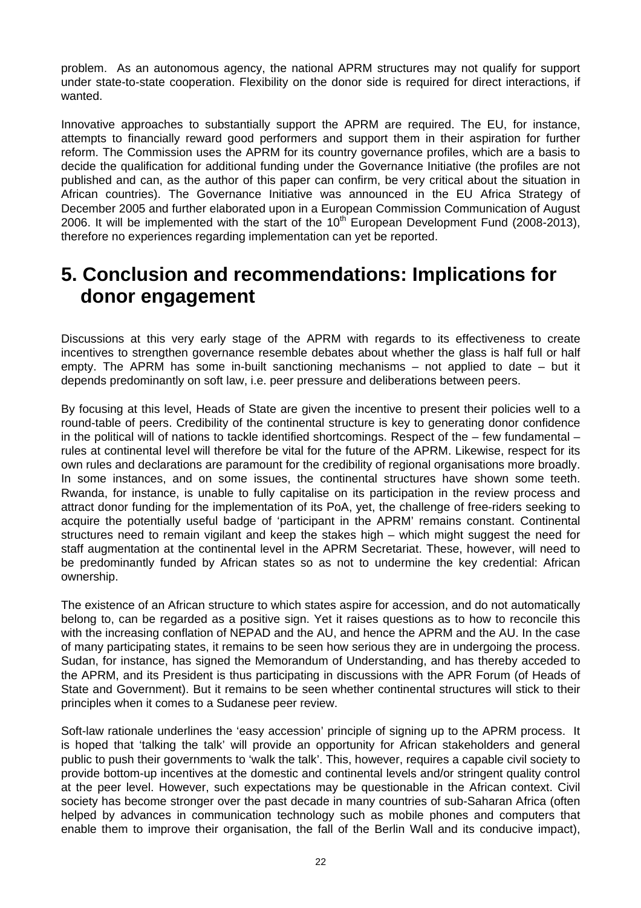problem. As an autonomous agency, the national APRM structures may not qualify for support under state-to-state cooperation. Flexibility on the donor side is required for direct interactions, if wanted.

Innovative approaches to substantially support the APRM are required. The EU, for instance, attempts to financially reward good performers and support them in their aspiration for further reform. The Commission uses the APRM for its country governance profiles, which are a basis to decide the qualification for additional funding under the Governance Initiative (the profiles are not published and can, as the author of this paper can confirm, be very critical about the situation in African countries). The Governance Initiative was announced in the EU Africa Strategy of December 2005 and further elaborated upon in a European Commission Communication of August 2006. It will be implemented with the start of the 10th European Development Fund (2008-2013), therefore no experiences regarding implementation can yet be reported.

# 5. Conclusion and recommendations: Implications for donor engagement

Discussions at this very early stage of the APRM with regards to its effectiveness to create incentives to strengthen governance resemble debates about whether the glass is half full or half empty. The APRM has some in-built sanctioning mechanisms – not applied to date – but it depends predominantly on soft law, i.e. peer pressure and deliberations between peers.

By focusing at this level, Heads of State are given the incentive to present their policies well to a round-table of peers. Credibility of the continental structure is key to generating donor confidence in the political will of nations to tackle identified shortcomings. Respect of the – few fundamental – rules at continental level will therefore be vital for the future of the APRM. Likewise, respect for its own rules and declarations are paramount for the credibility of regional organisations more broadly. In some instances, and on some issues, the continental structures have shown some teeth. Rwanda, for instance, is unable to fully capitalise on its participation in the review process and attract donor funding for the implementation of its PoA, yet, the challenge of free-riders seeking to acquire the potentially useful badge of 'participant in the APRM' remains constant. Continental structures need to remain vigilant and keep the stakes high – which might suggest the need for staff augmentation at the continental level in the APRM Secretariat. These, however, will need to be predominantly funded by African states so as not to undermine the key credential: African ownership.

The existence of an African structure to which states aspire for accession, and do not automatically belong to, can be regarded as a positive sign. Yet it raises questions as to how to reconcile this with the increasing conflation of NEPAD and the AU, and hence the APRM and the AU. In the case of many participating states, it remains to be seen how serious they are in undergoing the process. Sudan, for instance, has signed the Memorandum of Understanding, and has thereby acceded to the APRM, and its President is thus participating in discussions with the APR Forum (of Heads of State and Government). But it remains to be seen whether continental structures will stick to their principles when it comes to a Sudanese peer review.

Soft-law rationale underlines the 'easy accession' principle of signing up to the APRM process. It is hoped that 'talking the talk' will provide an opportunity for African stakeholders and general public to push their governments to 'walk the talk'. This, however, requires a capable civil society to provide bottom-up incentives at the domestic and continental levels and/or stringent quality control at the peer level. However, such expectations may be questionable in the African context. Civil society has become stronger over the past decade in many countries of sub-Saharan Africa (often helped by advances in communication technology such as mobile phones and computers that enable them to improve their organisation, the fall of the Berlin Wall and its conducive impact),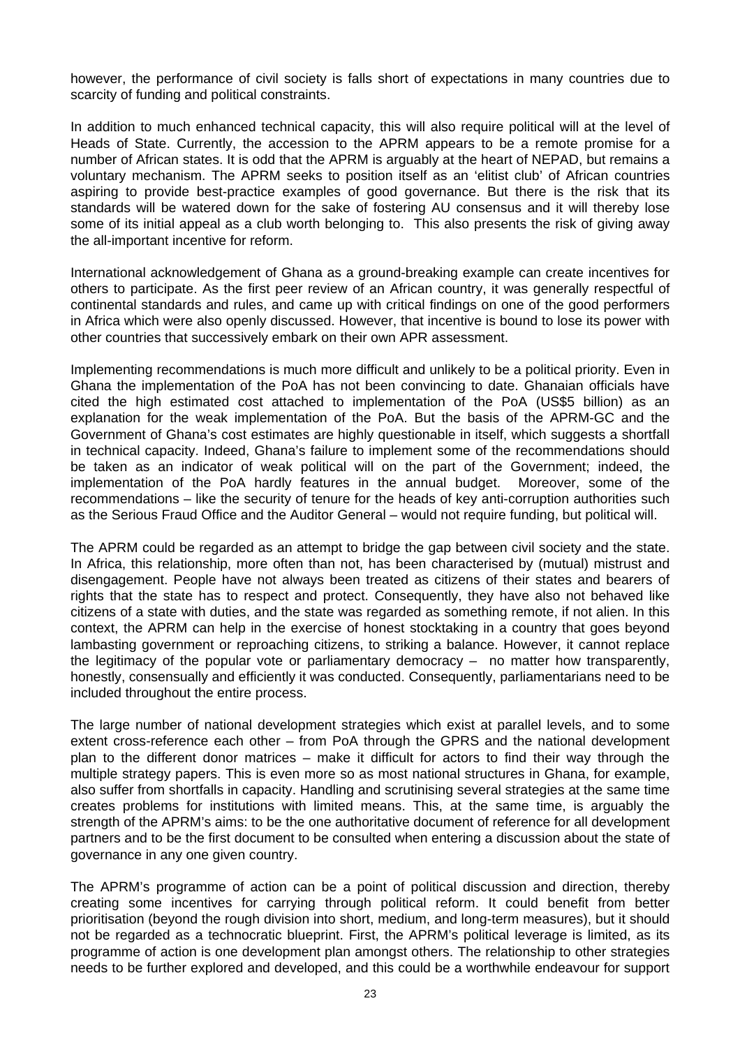however, the performance of civil society is falls short of expectations in many countries due to scarcity of funding and political constraints.

In addition to much enhanced technical capacity, this will also require political will at the level of Heads of State. Currently, the accession to the APRM appears to be a remote promise for a number of African states. It is odd that the APRM is arguably at the heart of NEPAD, but remains a voluntary mechanism. The APRM seeks to position itself as an 'elitist club' of African countries aspiring to provide best-practice examples of good governance. But there is the risk that its standards will be watered down for the sake of fostering AU consensus and it will thereby lose some of its initial appeal as a club worth belonging to. This also presents the risk of giving away the all-important incentive for reform.

International acknowledgement of Ghana as a ground-breaking example can create incentives for others to participate. As the first peer review of an African country, it was generally respectful of continental standards and rules, and came up with critical findings on one of the good performers in Africa which were also openly discussed. However, that incentive is bound to lose its power with other countries that successively embark on their own APR assessment.

Implementing recommendations is much more difficult and unlikely to be a political priority. Even in Ghana the implementation of the PoA has not been convincing to date. Ghanaian officials have cited the high estimated cost attached to implementation of the PoA (US$5 billion) as an explanation for the weak implementation of the PoA. But the basis of the APRM-GC and the Government of Ghana's cost estimates are highly questionable in itself, which suggests a shortfall in technical capacity. Indeed, Ghana's failure to implement some of the recommendations should be taken as an indicator of weak political will on the part of the Government; indeed, the implementation of the PoA hardly features in the annual budget. Moreover, some of the recommendations – like the security of tenure for the heads of key anti-corruption authorities such as the Serious Fraud Office and the Auditor General – would not require funding, but political will.

The APRM could be regarded as an attempt to bridge the gap between civil society and the state. In Africa, this relationship, more often than not, has been characterised by (mutual) mistrust and disengagement. People have not always been treated as citizens of their states and bearers of rights that the state has to respect and protect. Consequently, they have also not behaved like citizens of a state with duties, and the state was regarded as something remote, if not alien. In this context, the APRM can help in the exercise of honest stocktaking in a country that goes beyond lambasting government or reproaching citizens, to striking a balance. However, it cannot replace the legitimacy of the popular vote or parliamentary democracy – no matter how transparently, honestly, consensually and efficiently it was conducted. Consequently, parliamentarians need to be included throughout the entire process.

The large number of national development strategies which exist at parallel levels, and to some extent cross-reference each other – from PoA through the GPRS and the national development plan to the different donor matrices – make it difficult for actors to find their way through the multiple strategy papers. This is even more so as most national structures in Ghana, for example, also suffer from shortfalls in capacity. Handling and scrutinising several strategies at the same time creates problems for institutions with limited means. This, at the same time, is arguably the strength of the APRM's aims: to be the one authoritative document of reference for all development partners and to be the first document to be consulted when entering a discussion about the state of governance in any one given country.

The APRM's programme of action can be a point of political discussion and direction, thereby creating some incentives for carrying through political reform. It could benefit from better prioritisation (beyond the rough division into short, medium, and long-term measures), but it should not be regarded as a technocratic blueprint. First, the APRM's political leverage is limited, as its programme of action is one development plan amongst others. The relationship to other strategies needs to be further explored and developed, and this could be a worthwhile endeavour for support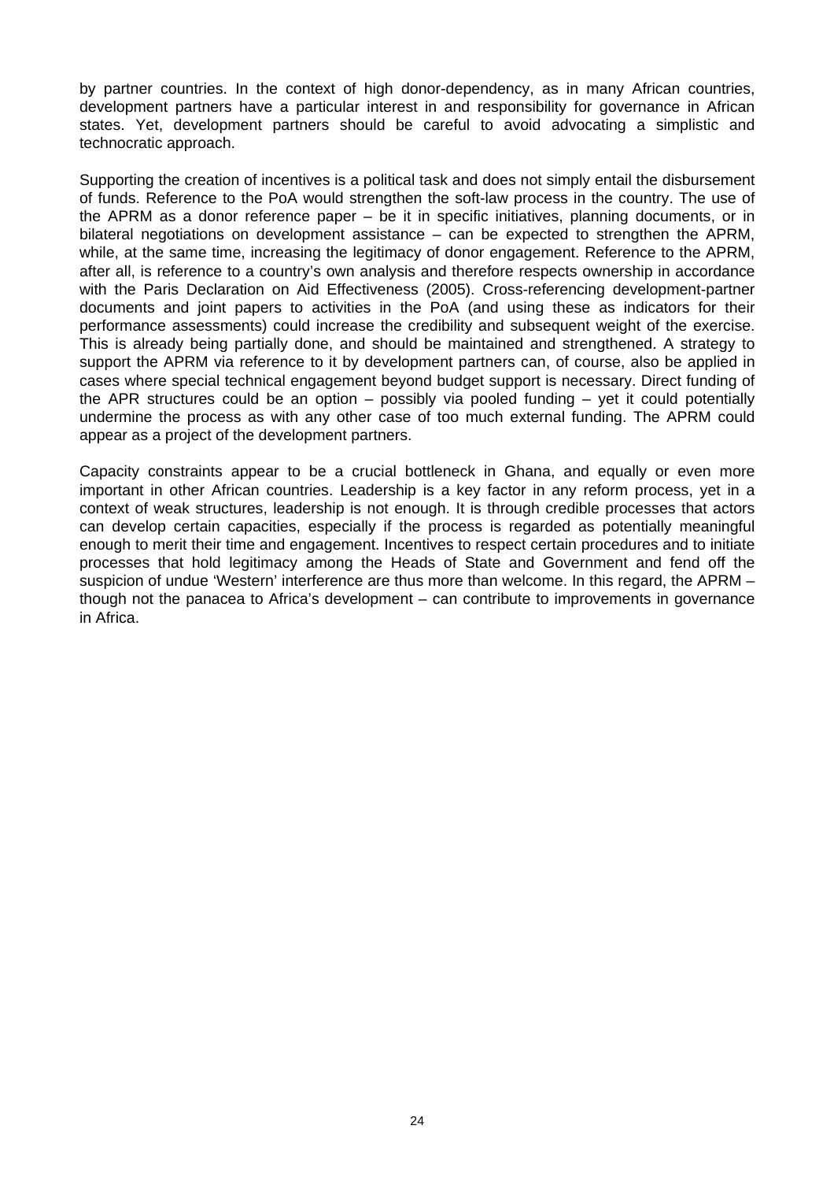by partner countries. In the context of high donor-dependency, as in many African countries, development partners have a particular interest in and responsibility for governance in African states. Yet, development partners should be careful to avoid advocating a simplistic and technocratic approach.

Supporting the creation of incentives is a political task and does not simply entail the disbursement of funds. Reference to the PoA would strengthen the soft-law process in the country. The use of the APRM as a donor reference paper – be it in specific initiatives, planning documents, or in bilateral negotiations on development assistance – can be expected to strengthen the APRM, while, at the same time, increasing the legitimacy of donor engagement. Reference to the APRM, after all, is reference to a country's own analysis and therefore respects ownership in accordance with the Paris Declaration on Aid Effectiveness (2005). Cross-referencing development-partner documents and joint papers to activities in the PoA (and using these as indicators for their performance assessments) could increase the credibility and subsequent weight of the exercise. This is already being partially done, and should be maintained and strengthened. A strategy to support the APRM via reference to it by development partners can, of course, also be applied in cases where special technical engagement beyond budget support is necessary. Direct funding of the APR structures could be an option – possibly via pooled funding – yet it could potentially undermine the process as with any other case of too much external funding. The APRM could appear as a project of the development partners.

Capacity constraints appear to be a crucial bottleneck in Ghana, and equally or even more important in other African countries. Leadership is a key factor in any reform process, yet in a context of weak structures, leadership is not enough. It is through credible processes that actors can develop certain capacities, especially if the process is regarded as potentially meaningful enough to merit their time and engagement. Incentives to respect certain procedures and to initiate processes that hold legitimacy among the Heads of State and Government and fend off the suspicion of undue 'Western' interference are thus more than welcome. In this regard, the APRM – though not the panacea to Africa's development – can contribute to improvements in governance in Africa.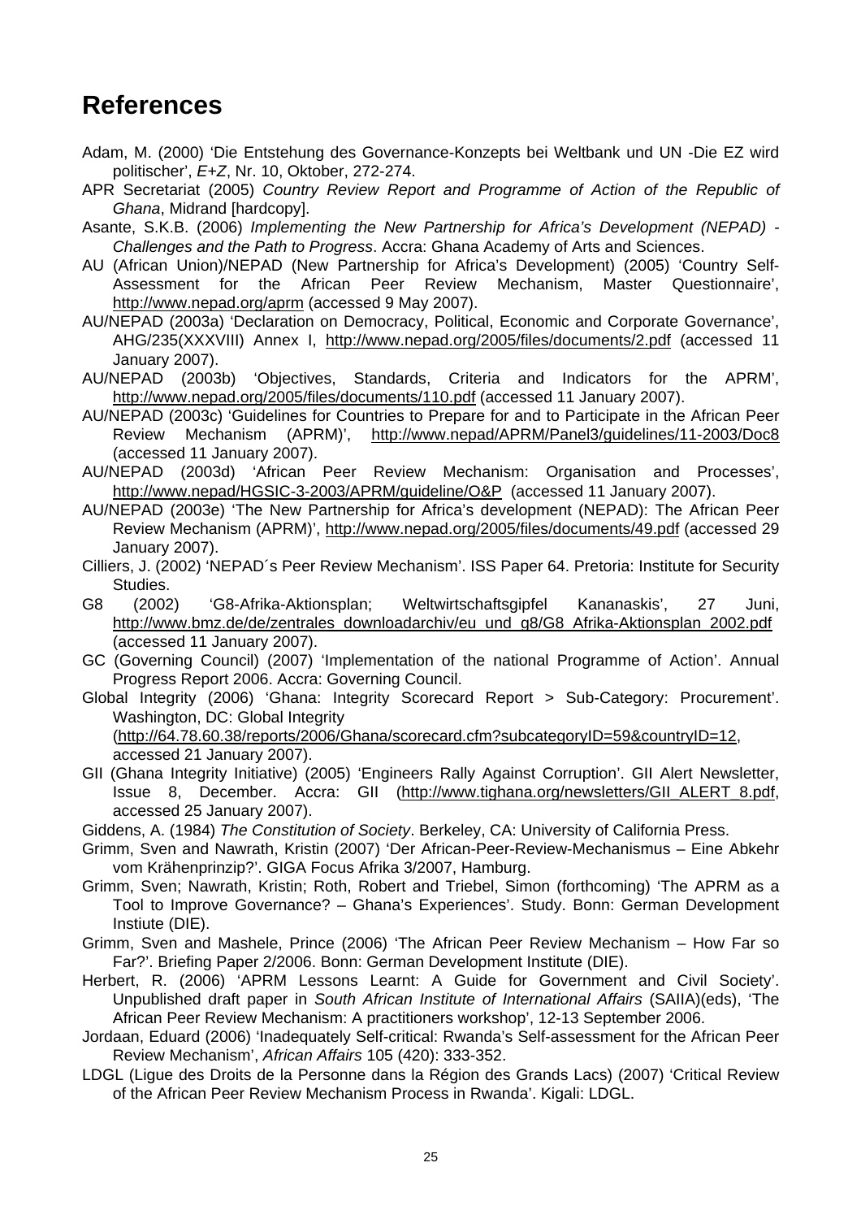# References

Adam, M. (2000) 'Die Entstehung des Governance-Konzepts bei Weltbank und UN -Die EZ wird politischer', *E+Z*, Nr. 10, Oktober, 272-274.

APR Secretariat (2005) *Country Review Report and Programme of Action of the Republic of Ghana*, Midrand [hardcopy].

Asante, S.K.B. (2006) *Implementing the New Partnership for Africa's Development (NEPAD) - Challenges and the Path to Progress*. Accra: Ghana Academy of Arts and Sciences.

AU (African Union)/NEPAD (New Partnership for Africa's Development) (2005) 'Country Self-Assessment for the African Peer Review Mechanism, Master Questionnaire', http://www.nepad.org/aprm (accessed 9 May 2007).

AU/NEPAD (2003a) 'Declaration on Democracy, Political, Economic and Corporate Governance', AHG/235(XXXVIII) Annex I, http://www.nepad.org/2005/files/documents/2.pdf (accessed 11 January 2007).

AU/NEPAD (2003b) 'Objectives, Standards, Criteria and Indicators for the APRM', http://www.nepad.org/2005/files/documents/110.pdf (accessed 11 January 2007).

AU/NEPAD (2003c) 'Guidelines for Countries to Prepare for and to Participate in the African Peer Review Mechanism (APRM)', http://www.nepad/APRM/Panel3/guidelines/11-2003/Doc8 (accessed 11 January 2007).

AU/NEPAD (2003d) 'African Peer Review Mechanism: Organisation and Processes', http://www.nepad/HGSIC-3-2003/APRM/guideline/O&P (accessed 11 January 2007).

AU/NEPAD (2003e) 'The New Partnership for Africa's development (NEPAD): The African Peer Review Mechanism (APRM)', http://www.nepad.org/2005/files/documents/49.pdf (accessed 29 January 2007).

Cilliers, J. (2002) 'NEPAD´s Peer Review Mechanism'. ISS Paper 64. Pretoria: Institute for Security Studies.

G8 (2002) 'G8-Afrika-Aktionsplan; Weltwirtschaftsgipfel Kananaskis', 27 Juni, http://www.bmz.de/de/zentrales_downloadarchiv/eu_und_g8/G8_Afrika-Aktionsplan_2002.pdf (accessed 11 January 2007).

GC (Governing Council) (2007) 'Implementation of the national Programme of Action'. Annual Progress Report 2006. Accra: Governing Council.

Global Integrity (2006) 'Ghana: Integrity Scorecard Report > Sub-Category: Procurement'. Washington, DC: Global Integrity (http://64.78.60.38/reports/2006/Ghana/scorecard.cfm?subcategoryID=59&countryID=12, accessed 21 January 2007).

GII (Ghana Integrity Initiative) (2005) 'Engineers Rally Against Corruption'. GII Alert Newsletter, Issue 8, December. Accra: GII (http://www.tighana.org/newsletters/GII_ALERT_8.pdf, accessed 25 January 2007).

Giddens, A. (1984) *The Constitution of Society*. Berkeley, CA: University of California Press.

Grimm, Sven and Nawrath, Kristin (2007) 'Der African-Peer-Review-Mechanismus – Eine Abkehr vom Krähenprinzip?'. GIGA Focus Afrika 3/2007, Hamburg.

Grimm, Sven; Nawrath, Kristin; Roth, Robert and Triebel, Simon (forthcoming) 'The APRM as a Tool to Improve Governance? – Ghana's Experiences'. Study. Bonn: German Development Instiute (DIE).

Grimm, Sven and Mashele, Prince (2006) 'The African Peer Review Mechanism – How Far so Far?'. Briefing Paper 2/2006. Bonn: German Development Institute (DIE).

Herbert, R. (2006) 'APRM Lessons Learnt: A Guide for Government and Civil Society'. Unpublished draft paper in *South African Institute of International Affairs* (SAIIA)(eds), 'The African Peer Review Mechanism: A practitioners workshop', 12-13 September 2006.

Jordaan, Eduard (2006) 'Inadequately Self-critical: Rwanda's Self-assessment for the African Peer Review Mechanism', *African Affairs* 105 (420): 333-352.

LDGL (Ligue des Droits de la Personne dans la Région des Grands Lacs) (2007) 'Critical Review of the African Peer Review Mechanism Process in Rwanda'. Kigali: LDGL.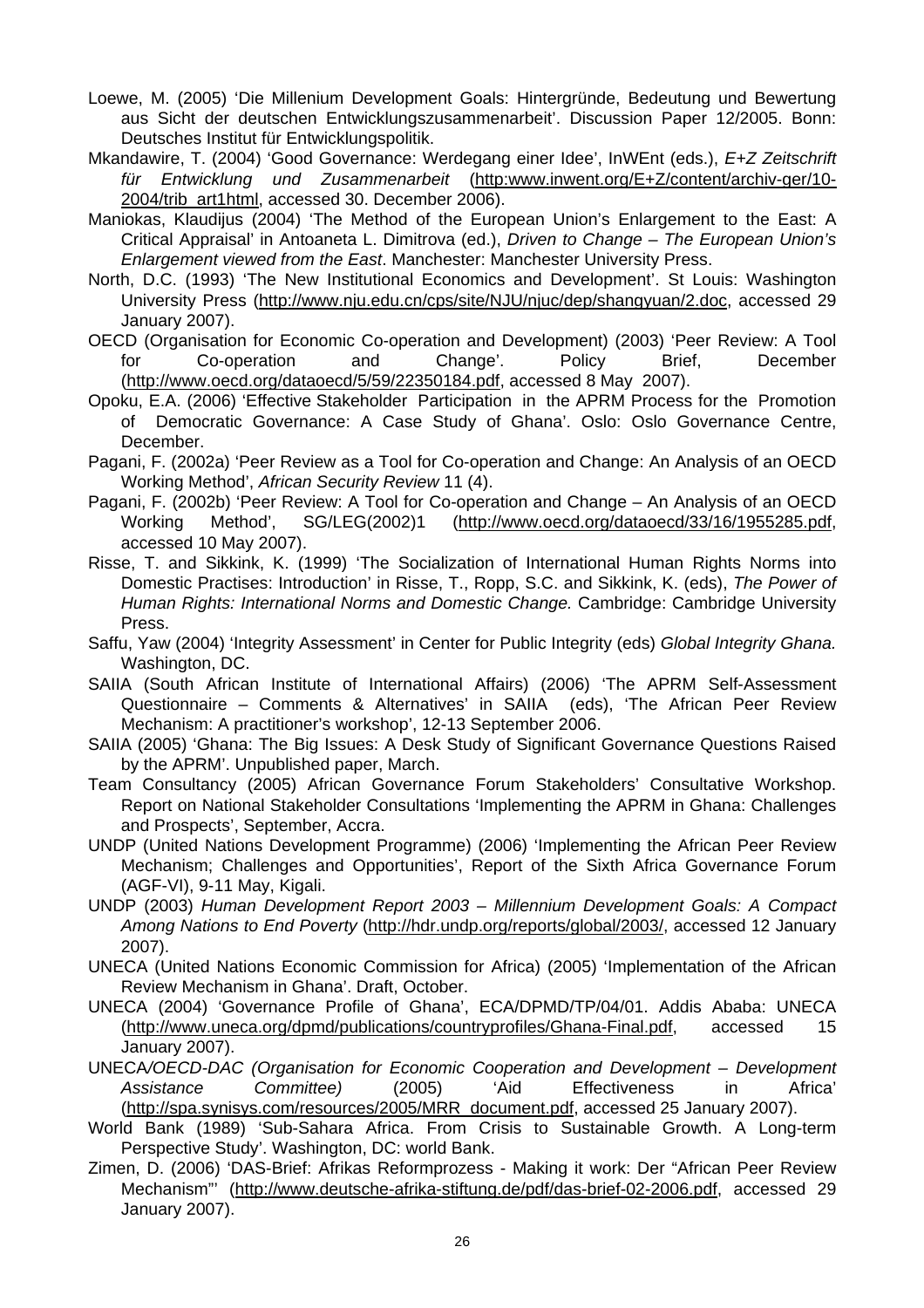Loewe, M. (2005) 'Die Millenium Development Goals: Hintergründe, Bedeutung und Bewertung aus Sicht der deutschen Entwicklungszusammenarbeit'. Discussion Paper 12/2005. Bonn: Deutsches Institut für Entwicklungspolitik.

Mkandawire, T. (2004) 'Good Governance: Werdegang einer Idee', InWEnt (eds.), *E+Z Zeitschrift für Entwicklung und Zusammenarbeit* (http:www.inwent.org/E+Z/content/archiv-ger/10-2004/trib_art1html, accessed 30. December 2006).

Maniokas, Klaudijus (2004) 'The Method of the European Union's Enlargement to the East: A Critical Appraisal' in Antoaneta L. Dimitrova (ed.), *Driven to Change – The European Union's Enlargement viewed from the East*. Manchester: Manchester University Press.

North, D.C. (1993) 'The New Institutional Economics and Development'. St Louis: Washington University Press (http://www.nju.edu.cn/cps/site/NJU/njuc/dep/shangyuan/2.doc, accessed 29 January 2007).

OECD (Organisation for Economic Co-operation and Development) (2003) 'Peer Review: A Tool for Co-operation and Change'. Policy Brief, December (http://www.oecd.org/dataoecd/5/59/22350184.pdf, accessed 8 May 2007).

Opoku, E.A. (2006) 'Effective Stakeholder Participation in the APRM Process for the Promotion of Democratic Governance: A Case Study of Ghana'. Oslo: Oslo Governance Centre, December.

Pagani, F. (2002a) 'Peer Review as a Tool for Co-operation and Change: An Analysis of an OECD Working Method', *African Security Review* 11 (4).

Pagani, F. (2002b) 'Peer Review: A Tool for Co-operation and Change – An Analysis of an OECD Working Method', SG/LEG(2002)1 (http://www.oecd.org/dataoecd/33/16/1955285.pdf, accessed 10 May 2007).

Risse, T. and Sikkink, K. (1999) 'The Socialization of International Human Rights Norms into Domestic Practises: Introduction' in Risse, T., Ropp, S.C. and Sikkink, K. (eds), *The Power of Human Rights: International Norms and Domestic Change.* Cambridge: Cambridge University Press.

Saffu, Yaw (2004) 'Integrity Assessment' in Center for Public Integrity (eds) *Global Integrity Ghana.* Washington, DC.

SAIIA (South African Institute of International Affairs) (2006) 'The APRM Self-Assessment Questionnaire – Comments & Alternatives' in SAIIA (eds), 'The African Peer Review Mechanism: A practitioner's workshop', 12-13 September 2006.

SAIIA (2005) 'Ghana: The Big Issues: A Desk Study of Significant Governance Questions Raised by the APRM'. Unpublished paper, March.

Team Consultancy (2005) African Governance Forum Stakeholders' Consultative Workshop. Report on National Stakeholder Consultations 'Implementing the APRM in Ghana: Challenges and Prospects', September, Accra.

UNDP (United Nations Development Programme) (2006) 'Implementing the African Peer Review Mechanism; Challenges and Opportunities', Report of the Sixth Africa Governance Forum (AGF-VI), 9-11 May, Kigali.

UNDP (2003) *Human Development Report 2003 – Millennium Development Goals: A Compact Among Nations to End Poverty* (http://hdr.undp.org/reports/global/2003/, accessed 12 January 2007).

UNECA (United Nations Economic Commission for Africa) (2005) 'Implementation of the African Review Mechanism in Ghana'. Draft, October.

UNECA (2004) 'Governance Profile of Ghana', ECA/DPMD/TP/04/01. Addis Ababa: UNECA (http://www.uneca.org/dpmd/publications/countryprofiles/Ghana-Final.pdf, accessed 15 January 2007).

UNECA*/OECD-DAC (Organisation for Economic Cooperation and Development – Development Assistance Committee)* (2005) 'Aid Effectiveness in Africa' (http://spa.synisys.com/resources/2005/MRR_document.pdf, accessed 25 January 2007).

World Bank (1989) 'Sub-Sahara Africa. From Crisis to Sustainable Growth. A Long-term Perspective Study'. Washington, DC: world Bank.

Zimen, D. (2006) 'DAS-Brief: Afrikas Reformprozess - Making it work: Der "African Peer Review Mechanism"' (http://www.deutsche-afrika-stiftung.de/pdf/das-brief-02-2006.pdf, accessed 29 January 2007).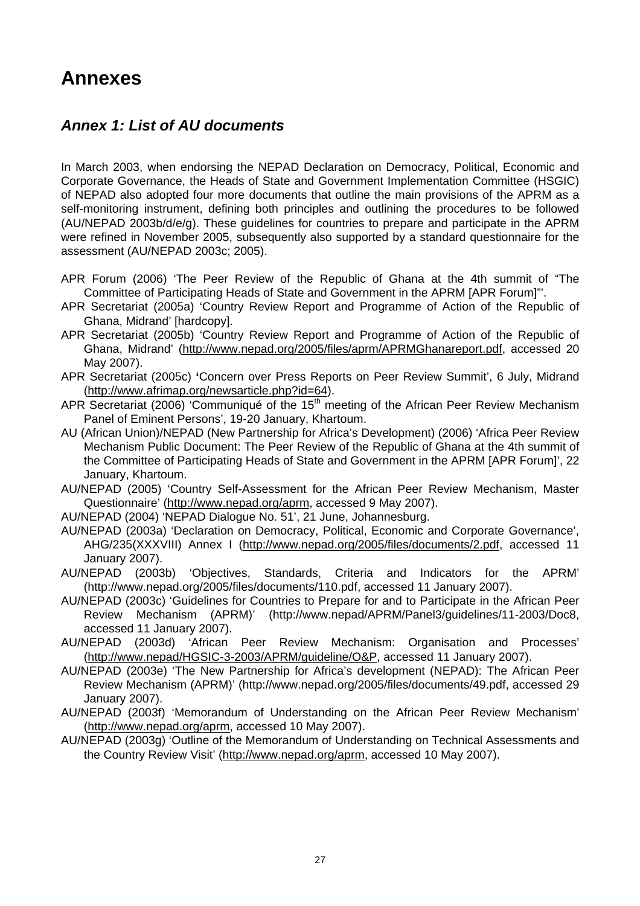# Annexes

## *Annex 1: List of AU documents*

In March 2003, when endorsing the NEPAD Declaration on Democracy, Political, Economic and Corporate Governance, the Heads of State and Government Implementation Committee (HSGIC) of NEPAD also adopted four more documents that outline the main provisions of the APRM as a self-monitoring instrument, defining both principles and outlining the procedures to be followed (AU/NEPAD 2003b/d/e/g). These guidelines for countries to prepare and participate in the APRM were refined in November 2005, subsequently also supported by a standard questionnaire for the assessment (AU/NEPAD 2003c; 2005).

APR Forum (2006) 'The Peer Review of the Republic of Ghana at the 4th summit of "The Committee of Participating Heads of State and Government in the APRM [APR Forum]"'.

APR Secretariat (2005a) 'Country Review Report and Programme of Action of the Republic of Ghana, Midrand' [hardcopy].

APR Secretariat (2005b) 'Country Review Report and Programme of Action of the Republic of Ghana, Midrand' (http://www.nepad.org/2005/files/aprm/APRMGhanareport.pdf, accessed 20 May 2007).

APR Secretariat (2005c) **'**Concern over Press Reports on Peer Review Summit', 6 July, Midrand (http://www.afrimap.org/newsarticle.php?id=64).

APR Secretariat (2006) 'Communiqué of the 15th meeting of the African Peer Review Mechanism Panel of Eminent Persons', 19-20 January, Khartoum.

AU (African Union)/NEPAD (New Partnership for Africa's Development) (2006) 'Africa Peer Review Mechanism Public Document: The Peer Review of the Republic of Ghana at the 4th summit of the Committee of Participating Heads of State and Government in the APRM [APR Forum]', 22 January, Khartoum.

AU/NEPAD (2005) 'Country Self-Assessment for the African Peer Review Mechanism, Master Questionnaire' (http://www.nepad.org/aprm, accessed 9 May 2007).

AU/NEPAD (2004) 'NEPAD Dialogue No. 51', 21 June, Johannesburg.

AU/NEPAD (2003a) 'Declaration on Democracy, Political, Economic and Corporate Governance', AHG/235(XXXVIII) Annex I (http://www.nepad.org/2005/files/documents/2.pdf, accessed 11 January 2007).

AU/NEPAD (2003b) 'Objectives, Standards, Criteria and Indicators for the APRM' (http://www.nepad.org/2005/files/documents/110.pdf, accessed 11 January 2007).

AU/NEPAD (2003c) 'Guidelines for Countries to Prepare for and to Participate in the African Peer Review Mechanism (APRM)' (http://www.nepad/APRM/Panel3/guidelines/11-2003/Doc8, accessed 11 January 2007).

AU/NEPAD (2003d) 'African Peer Review Mechanism: Organisation and Processes' (http://www.nepad/HGSIC-3-2003/APRM/guideline/O&P, accessed 11 January 2007).

AU/NEPAD (2003e) 'The New Partnership for Africa's development (NEPAD): The African Peer Review Mechanism (APRM)' (http://www.nepad.org/2005/files/documents/49.pdf, accessed 29 January 2007).

AU/NEPAD (2003f) 'Memorandum of Understanding on the African Peer Review Mechanism' (http://www.nepad.org/aprm, accessed 10 May 2007).

AU/NEPAD (2003g) 'Outline of the Memorandum of Understanding on Technical Assessments and the Country Review Visit' (http://www.nepad.org/aprm, accessed 10 May 2007).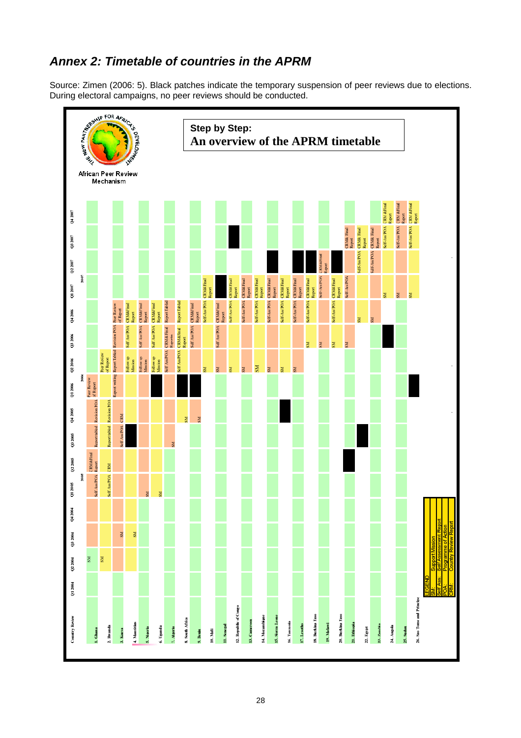## *Annex 2: Timetable of countries in the APRM*

Source: Zimen (2006: 5). Black patches indicate the temporary suspension of peer reviews due to elections. During electoral campaigns, no peer reviews should be conducted.

THE NEW PARTNERSHIP FOR AFRICA'S DEVELOPMENT

African Peer Review Mechanism

**Step by Step:**
**An overview of the APRM timetable**

Country Review

Q1 2004, Q2 2004, Q3 2004, Q4 2004, Q1 2005, Q2 2005, Q3 2005, Q4 2005, Q1 2006, Q2 2006, Q3 2006, Q4 2006, Q1 2007, Q2 2007, Q3 2007, Q4 2007

1. Ghana
2. Rwanda
3. Kenya
4. Mauritius
5. Nigeria
6. Uganda
7. Algeria
8. South Africa
9. Benin
10. Mali
11. Senegal
12. Republic of Congo
13. Cameroon
14. Mozambique
15. Sierra Leone
16. Tanzania
17. Lesotho
18. Burkina Faso
19. Malawi
20. Burkina Faso
21. Ethiopia
22. Egypt
23. Zambia
24. Angola
25. Sudan
26. Sao Tome and Principe

SM, Self Ass/POA, CRM, CRM&Final Report, Report tabled, Revision POA, Report writing, Peer Review of Report, Follow up Mission

LEGEND
SM: Support Mission
Self Ass: Self Assessment Report
POA: Programme of Action
CRM: Country Review Report